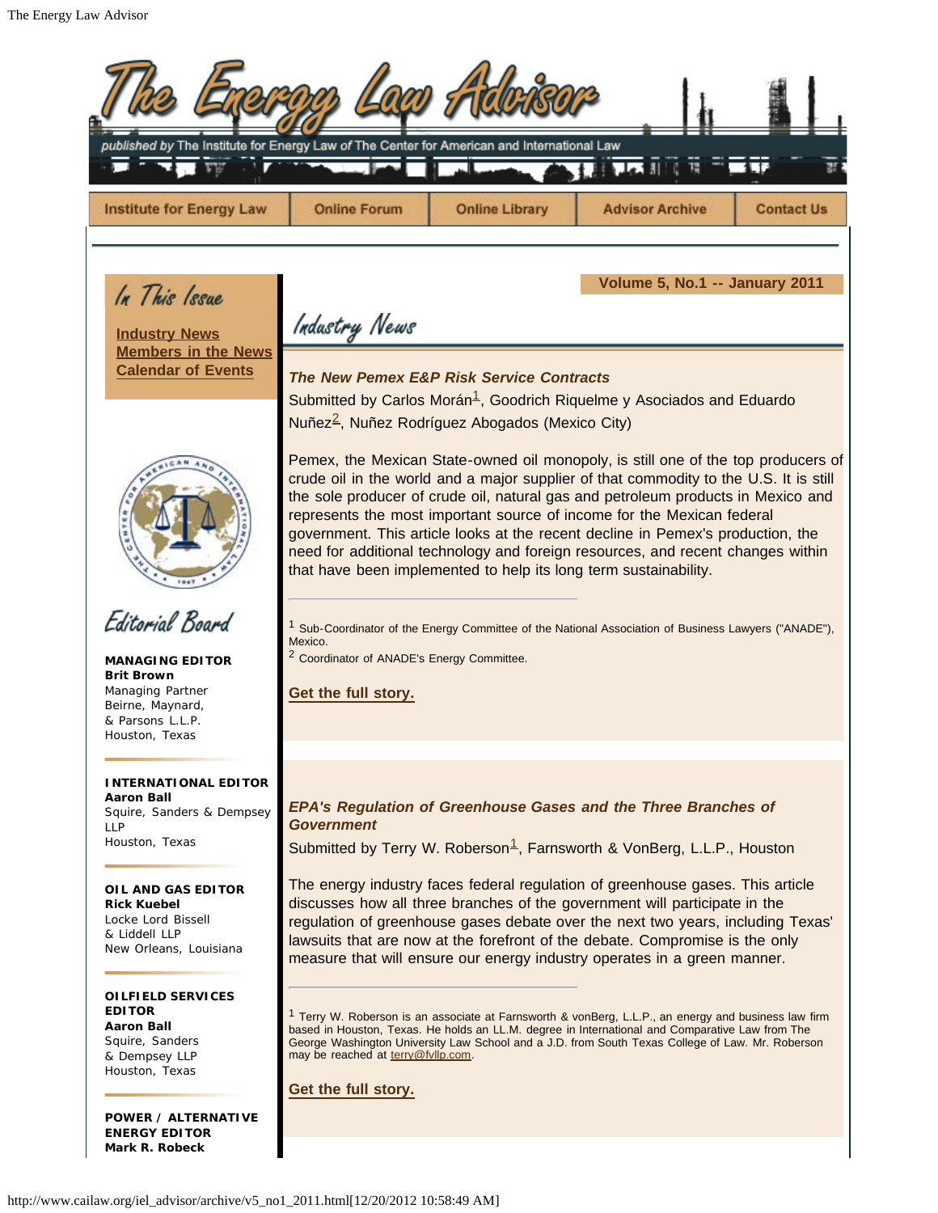# The Energy Law Advisor

*published by* The Institute for Energy Law *of* The Center for American and International Law

Institute for Energy Law | Online Forum | Online Library | Advisor Archive | Contact Us

## In This Issue

**Industry News**
**Members in the News**
**Calendar of Events**

## Editorial Board

**MANAGING EDITOR**
**Brit Brown**
Managing Partner
Beirne, Maynard, & Parsons L.L.P.
Houston, Texas

**INTERNATIONAL EDITOR**
**Aaron Ball**
Squire, Sanders & Dempsey LLP
Houston, Texas

**OIL AND GAS EDITOR**
**Rick Kuebel**
Locke Lord Bissell & Liddell LLP
New Orleans, Louisiana

**OILFIELD SERVICES EDITOR**
**Aaron Ball**
Squire, Sanders & Dempsey LLP
Houston, Texas

**POWER / ALTERNATIVE ENERGY EDITOR**
**Mark R. Robeck**

**Volume 5, No.1 -- January 2011**

## Industry News

### *The New Pemex E&P Risk Service Contracts*

Submitted by Carlos Morán[1], Goodrich Riquelme y Asociados and Eduardo Nuñez[2], Nuñez Rodríguez Abogados (Mexico City)

Pemex, the Mexican State-owned oil monopoly, is still one of the top producers of crude oil in the world and a major supplier of that commodity to the U.S. It is still the sole producer of crude oil, natural gas and petroleum products in Mexico and represents the most important source of income for the Mexican federal government. This article looks at the recent decline in Pemex's production, the need for additional technology and foreign resources, and recent changes within that have been implemented to help its long term sustainability.

---

[1] Sub-Coordinator of the Energy Committee of the National Association of Business Lawyers ("ANADE"), Mexico.
[2] Coordinator of ANADE's Energy Committee.

**Get the full story.**

### *EPA's Regulation of Greenhouse Gases and the Three Branches of Government*

Submitted by Terry W. Roberson[1], Farnsworth & VonBerg, L.L.P., Houston

The energy industry faces federal regulation of greenhouse gases. This article discusses how all three branches of the government will participate in the regulation of greenhouse gases debate over the next two years, including Texas' lawsuits that are now at the forefront of the debate. Compromise is the only measure that will ensure our energy industry operates in a green manner.

---

[1] Terry W. Roberson is an associate at Farnsworth & vonBerg, L.L.P., an energy and business law firm based in Houston, Texas. He holds an LL.M. degree in International and Comparative Law from The George Washington University Law School and a J.D. from South Texas College of Law. Mr. Roberson may be reached at terry@fvllp.com.

**Get the full story.**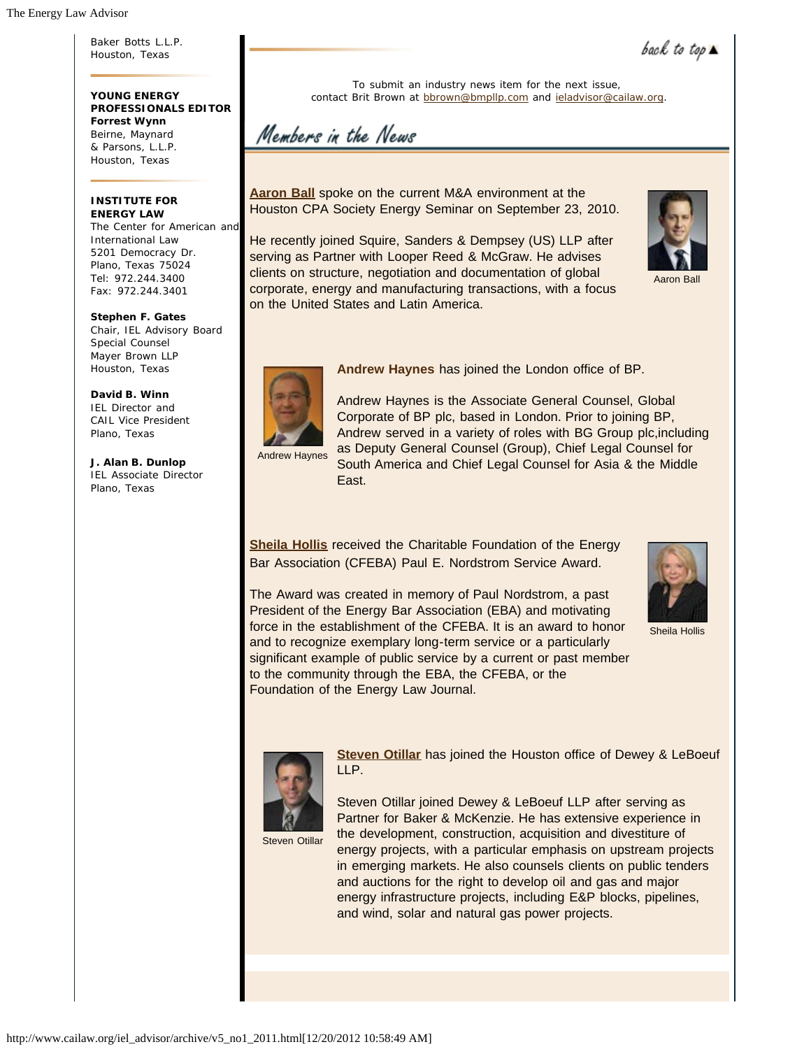Baker Botts L.L.P.
Houston, Texas

**YOUNG ENERGY PROFESSIONALS EDITOR**
**Forrest Wynn**
Beirne, Maynard & Parsons, L.L.P.
Houston, Texas

**INSTITUTE FOR ENERGY LAW**
The Center for American and International Law
5201 Democracy Dr.
Plano, Texas 75024
Tel: 972.244.3400
Fax: 972.244.3401

**Stephen F. Gates**
Chair, IEL Advisory Board
Special Counsel
Mayer Brown LLP
Houston, Texas

**David B. Winn**
IEL Director and
CAIL Vice President
Plano, Texas

**J. Alan B. Dunlop**
IEL Associate Director
Plano, Texas

back to top ▲

To submit an industry news item for the next issue, contact Brit Brown at bbrown@bmpllp.com and ieladvisor@cailaw.org.

## Members in the News

**Aaron Ball** spoke on the current M&A environment at the Houston CPA Society Energy Seminar on September 23, 2010.

He recently joined Squire, Sanders & Dempsey (US) LLP after serving as Partner with Looper Reed & McGraw. He advises clients on structure, negotiation and documentation of global corporate, energy and manufacturing transactions, with a focus on the United States and Latin America.

Aaron Ball

**Andrew Haynes** has joined the London office of BP.

Andrew Haynes is the Associate General Counsel, Global Corporate of BP plc, based in London. Prior to joining BP, Andrew served in a variety of roles with BG Group plc,including as Deputy General Counsel (Group), Chief Legal Counsel for South America and Chief Legal Counsel for Asia & the Middle East.

Andrew Haynes

**Sheila Hollis** received the Charitable Foundation of the Energy Bar Association (CFEBA) Paul E. Nordstrom Service Award.

The Award was created in memory of Paul Nordstrom, a past President of the Energy Bar Association (EBA) and motivating force in the establishment of the CFEBA. It is an award to honor and to recognize exemplary long-term service or a particularly significant example of public service by a current or past member to the community through the EBA, the CFEBA, or the Foundation of the Energy Law Journal.

Sheila Hollis

**Steven Otillar** has joined the Houston office of Dewey & LeBoeuf LLP.

Steven Otillar joined Dewey & LeBoeuf LLP after serving as Partner for Baker & McKenzie. He has extensive experience in the development, construction, acquisition and divestiture of energy projects, with a particular emphasis on upstream projects in emerging markets. He also counsels clients on public tenders and auctions for the right to develop oil and gas and major energy infrastructure projects, including E&P blocks, pipelines, and wind, solar and natural gas power projects.

Steven Otillar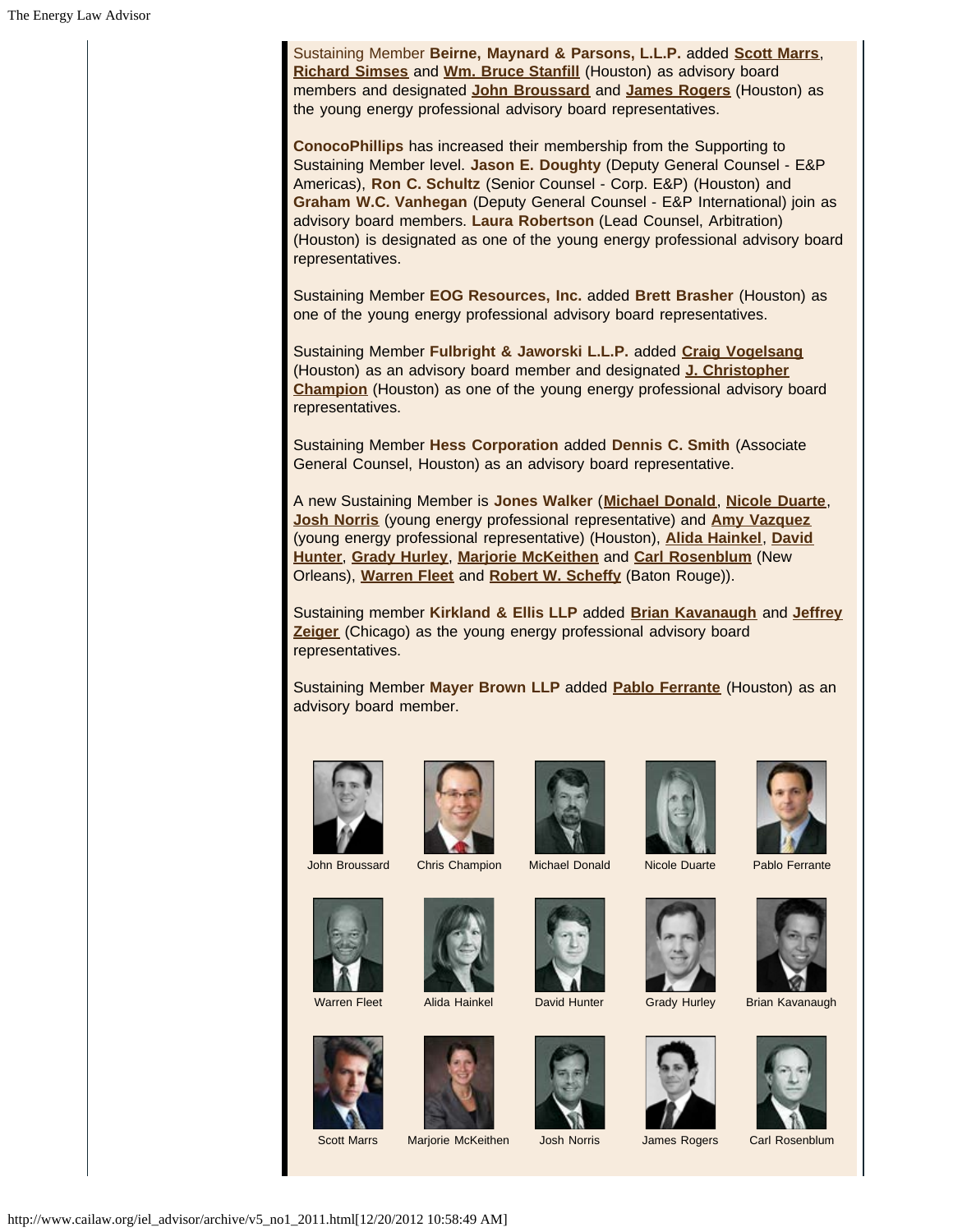Sustaining Member **Beirne, Maynard & Parsons, L.L.P.** added **Scott Marrs**, **Richard Simses** and **Wm. Bruce Stanfill** (Houston) as advisory board members and designated **John Broussard** and **James Rogers** (Houston) as the young energy professional advisory board representatives.

**ConocoPhillips** has increased their membership from the Supporting to Sustaining Member level. **Jason E. Doughty** (Deputy General Counsel - E&P Americas), **Ron C. Schultz** (Senior Counsel - Corp. E&P) (Houston) and **Graham W.C. Vanhegan** (Deputy General Counsel - E&P International) join as advisory board members. **Laura Robertson** (Lead Counsel, Arbitration) (Houston) is designated as one of the young energy professional advisory board representatives.

Sustaining Member **EOG Resources, Inc.** added **Brett Brasher** (Houston) as one of the young energy professional advisory board representatives.

Sustaining Member **Fulbright & Jaworski L.L.P.** added **Craig Vogelsang** (Houston) as an advisory board member and designated **J. Christopher Champion** (Houston) as one of the young energy professional advisory board representatives.

Sustaining Member **Hess Corporation** added **Dennis C. Smith** (Associate General Counsel, Houston) as an advisory board representative.

A new Sustaining Member is **Jones Walker** (**Michael Donald**, **Nicole Duarte**, **Josh Norris** (young energy professional representative) and **Amy Vazquez** (young energy professional representative) (Houston), **Alida Hainkel**, **David Hunter**, **Grady Hurley**, **Marjorie McKeithen** and **Carl Rosenblum** (New Orleans), **Warren Fleet** and **Robert W. Scheffy** (Baton Rouge)).

Sustaining member **Kirkland & Ellis LLP** added **Brian Kavanaugh** and **Jeffrey Zeiger** (Chicago) as the young energy professional advisory board representatives.

Sustaining Member **Mayer Brown LLP** added **Pablo Ferrante** (Houston) as an advisory board member.

John Broussard | Chris Champion | Michael Donald | Nicole Duarte | Pablo Ferrante

Warren Fleet | Alida Hainkel | David Hunter | Grady Hurley | Brian Kavanaugh

Scott Marrs | Marjorie McKeithen | Josh Norris | James Rogers | Carl Rosenblum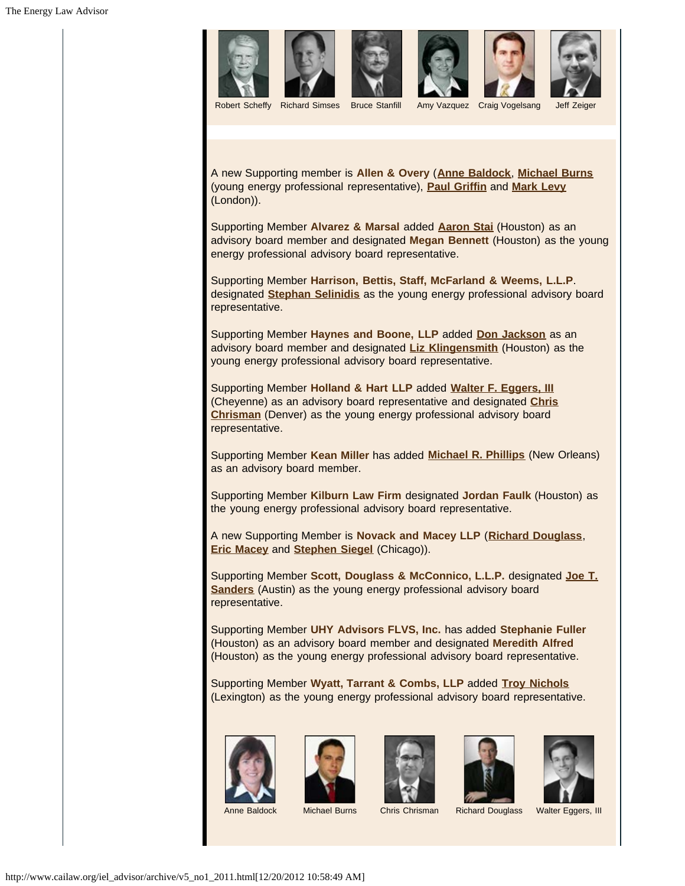Robert Scheffy Richard Simses Bruce Stanfill Amy Vazquez Craig Vogelsang Jeff Zeiger

A new Supporting member is **Allen & Overy** (**Anne Baldock**, **Michael Burns** (young energy professional representative), **Paul Griffin** and **Mark Levy** (London)).

Supporting Member **Alvarez & Marsal** added **Aaron Stai** (Houston) as an advisory board member and designated **Megan Bennett** (Houston) as the young energy professional advisory board representative.

Supporting Member **Harrison, Bettis, Staff, McFarland & Weems, L.L.P**. designated **Stephan Selinidis** as the young energy professional advisory board representative.

Supporting Member **Haynes and Boone, LLP** added **Don Jackson** as an advisory board member and designated **Liz Klingensmith** (Houston) as the young energy professional advisory board representative.

Supporting Member **Holland & Hart LLP** added **Walter F. Eggers, III** (Cheyenne) as an advisory board representative and designated **Chris Chrisman** (Denver) as the young energy professional advisory board representative.

Supporting Member **Kean Miller** has added **Michael R. Phillips** (New Orleans) as an advisory board member.

Supporting Member **Kilburn Law Firm** designated **Jordan Faulk** (Houston) as the young energy professional advisory board representative.

A new Supporting Member is **Novack and Macey LLP** (**Richard Douglass**, **Eric Macey** and **Stephen Siegel** (Chicago)).

Supporting Member **Scott, Douglass & McConnico, L.L.P.** designated **Joe T. Sanders** (Austin) as the young energy professional advisory board representative.

Supporting Member **UHY Advisors FLVS, Inc.** has added **Stephanie Fuller** (Houston) as an advisory board member and designated **Meredith Alfred** (Houston) as the young energy professional advisory board representative.

Supporting Member **Wyatt, Tarrant & Combs, LLP** added **Troy Nichols** (Lexington) as the young energy professional advisory board representative.

Anne Baldock Michael Burns Chris Chrisman Richard Douglass Walter Eggers, III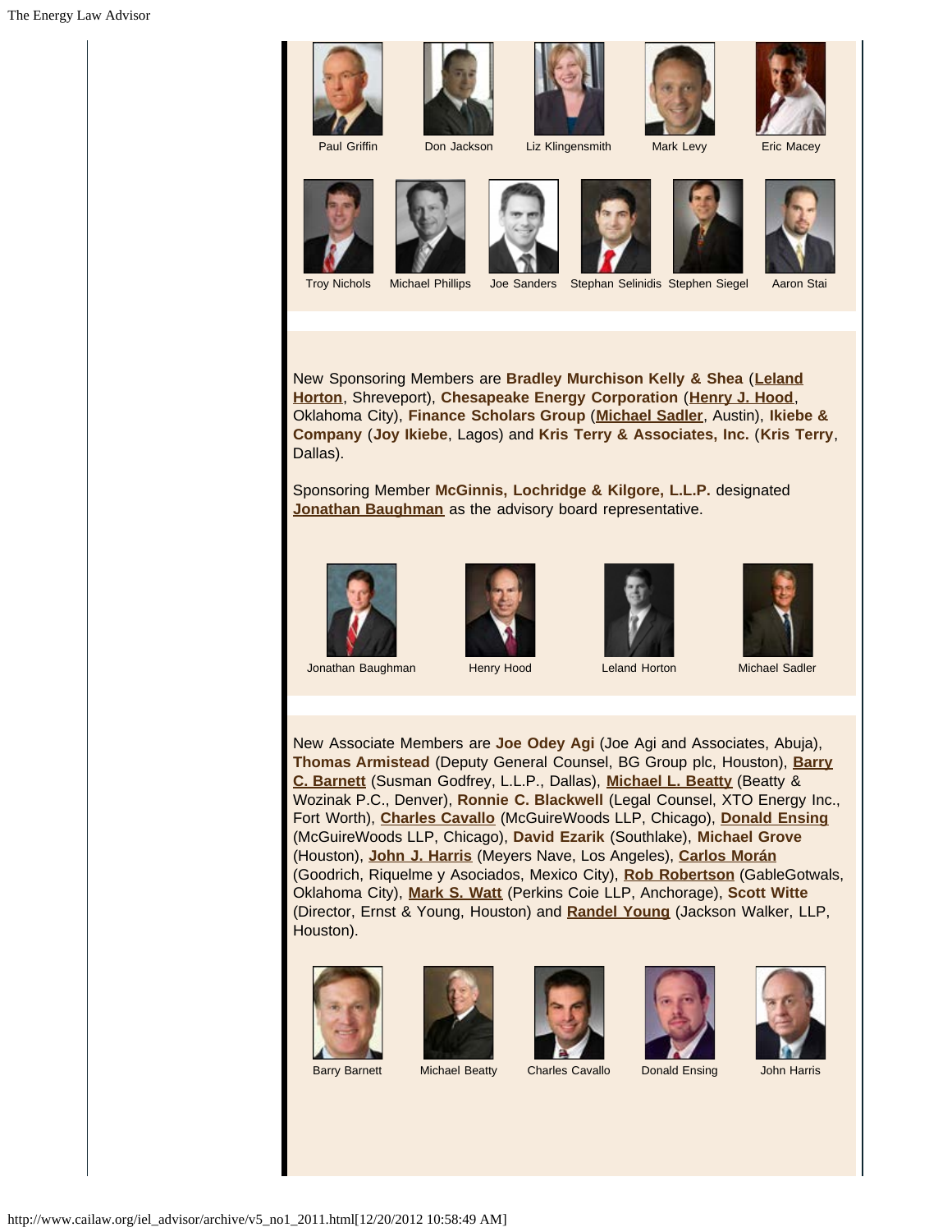Paul Griffin Don Jackson Liz Klingensmith Mark Levy Eric Macey

Troy Nichols Michael Phillips Joe Sanders Stephan Selinidis Stephen Siegel Aaron Stai

New Sponsoring Members are **Bradley Murchison Kelly & Shea** (**Leland Horton**, Shreveport), **Chesapeake Energy Corporation** (**Henry J. Hood**, Oklahoma City), **Finance Scholars Group** (**Michael Sadler**, Austin), **Ikiebe & Company** (**Joy Ikiebe**, Lagos) and **Kris Terry & Associates, Inc.** (**Kris Terry**, Dallas).

Sponsoring Member **McGinnis, Lochridge & Kilgore, L.L.P.** designated **Jonathan Baughman** as the advisory board representative.

Jonathan Baughman Henry Hood Leland Horton Michael Sadler

New Associate Members are **Joe Odey Agi** (Joe Agi and Associates, Abuja), **Thomas Armistead** (Deputy General Counsel, BG Group plc, Houston), **Barry C. Barnett** (Susman Godfrey, L.L.P., Dallas), **Michael L. Beatty** (Beatty & Wozinak P.C., Denver), **Ronnie C. Blackwell** (Legal Counsel, XTO Energy Inc., Fort Worth), **Charles Cavallo** (McGuireWoods LLP, Chicago), **Donald Ensing** (McGuireWoods LLP, Chicago), **David Ezarik** (Southlake), **Michael Grove** (Houston), **John J. Harris** (Meyers Nave, Los Angeles), **Carlos Morán** (Goodrich, Riquelme y Asociados, Mexico City), **Rob Robertson** (GableGotwals, Oklahoma City), **Mark S. Watt** (Perkins Coie LLP, Anchorage), **Scott Witte** (Director, Ernst & Young, Houston) and **Randel Young** (Jackson Walker, LLP, Houston).

Barry Barnett Michael Beatty Charles Cavallo Donald Ensing John Harris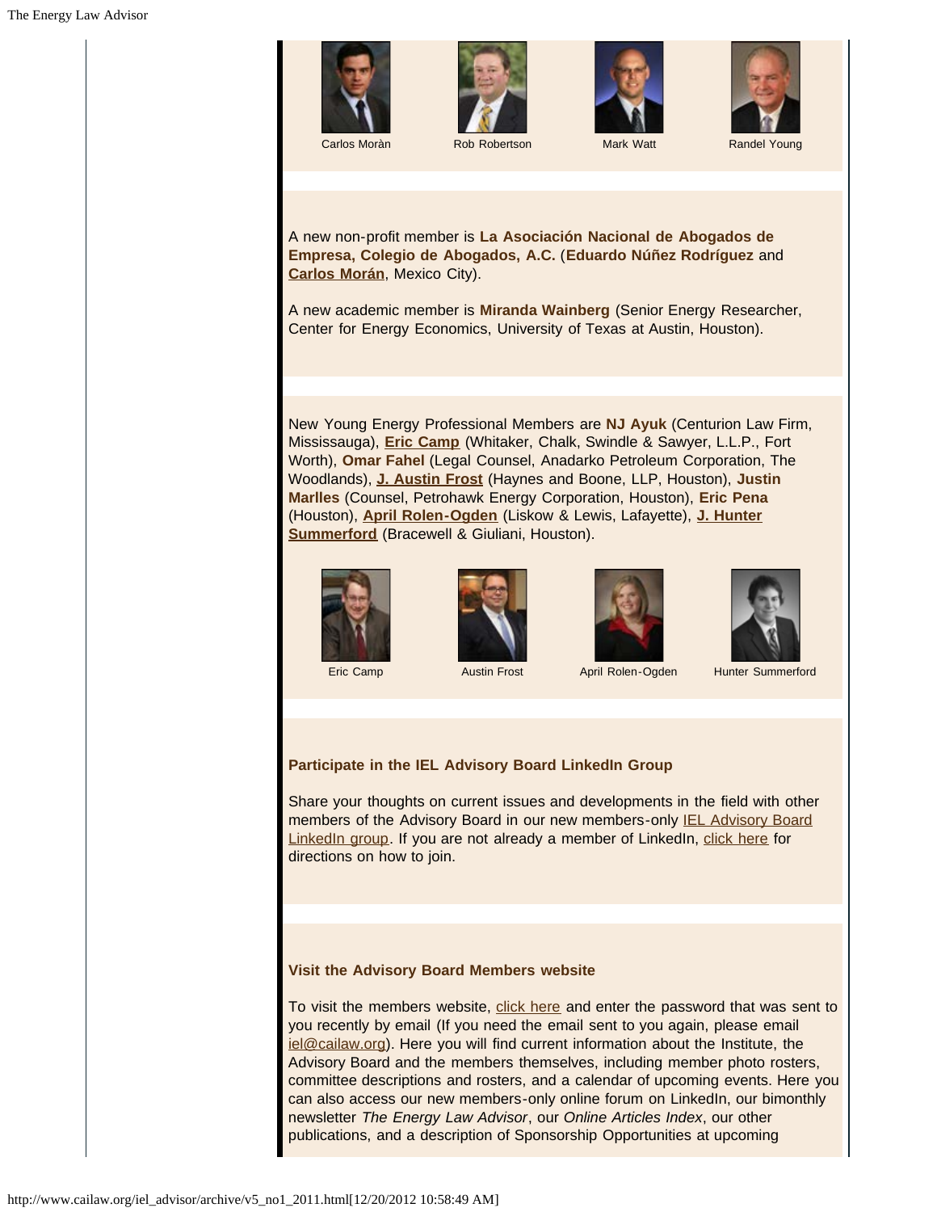Carlos Moràn | Rob Robertson | Mark Watt | Randel Young

A new non-profit member is **La Asociación Nacional de Abogados de Empresa, Colegio de Abogados, A.C.** (**Eduardo Núñez Rodríguez** and **Carlos Morán**, Mexico City).

A new academic member is **Miranda Wainberg** (Senior Energy Researcher, Center for Energy Economics, University of Texas at Austin, Houston).

New Young Energy Professional Members are **NJ Ayuk** (Centurion Law Firm, Mississauga), **Eric Camp** (Whitaker, Chalk, Swindle & Sawyer, L.L.P., Fort Worth), **Omar Fahel** (Legal Counsel, Anadarko Petroleum Corporation, The Woodlands), **J. Austin Frost** (Haynes and Boone, LLP, Houston), **Justin Marlles** (Counsel, Petrohawk Energy Corporation, Houston), **Eric Pena** (Houston), **April Rolen-Ogden** (Liskow & Lewis, Lafayette), **J. Hunter Summerford** (Bracewell & Giuliani, Houston).

Eric Camp | Austin Frost | April Rolen-Ogden | Hunter Summerford

**Participate in the IEL Advisory Board LinkedIn Group**

Share your thoughts on current issues and developments in the field with other members of the Advisory Board in our new members-only IEL Advisory Board LinkedIn group. If you are not already a member of LinkedIn, click here for directions on how to join.

**Visit the Advisory Board Members website**

To visit the members website, click here and enter the password that was sent to you recently by email (If you need the email sent to you again, please email iel@cailaw.org). Here you will find current information about the Institute, the Advisory Board and the members themselves, including member photo rosters, committee descriptions and rosters, and a calendar of upcoming events. Here you can also access our new members-only online forum on LinkedIn, our bimonthly newsletter *The Energy Law Advisor*, our *Online Articles Index*, our other publications, and a description of Sponsorship Opportunities at upcoming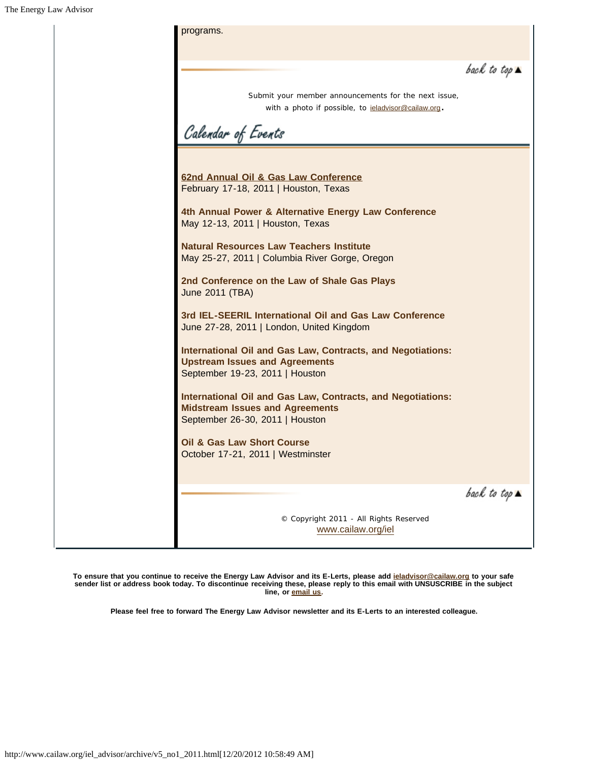programs.

back to top ▲

Submit your member announcements for the next issue, with a photo if possible, to ieladvisor@cailaw.org.

## Calendar of Events

**62nd Annual Oil & Gas Law Conference**
February 17-18, 2011 | Houston, Texas

**4th Annual Power & Alternative Energy Law Conference**
May 12-13, 2011 | Houston, Texas

**Natural Resources Law Teachers Institute**
May 25-27, 2011 | Columbia River Gorge, Oregon

**2nd Conference on the Law of Shale Gas Plays**
June 2011 (TBA)

**3rd IEL-SEERIL International Oil and Gas Law Conference**
June 27-28, 2011 | London, United Kingdom

**International Oil and Gas Law, Contracts, and Negotiations: Upstream Issues and Agreements**
September 19-23, 2011 | Houston

**International Oil and Gas Law, Contracts, and Negotiations: Midstream Issues and Agreements**
September 26-30, 2011 | Houston

**Oil & Gas Law Short Course**
October 17-21, 2011 | Westminster

back to top ▲

© Copyright 2011 - All Rights Reserved
www.cailaw.org/iel

**To ensure that you continue to receive the Energy Law Advisor and its E-Lerts, please add ieladvisor@cailaw.org to your safe sender list or address book today. To discontinue receiving these, please reply to this email with UNSUSCRIBE in the subject line, or email us.**

**Please feel free to forward The Energy Law Advisor newsletter and its E-Lerts to an interested colleague.**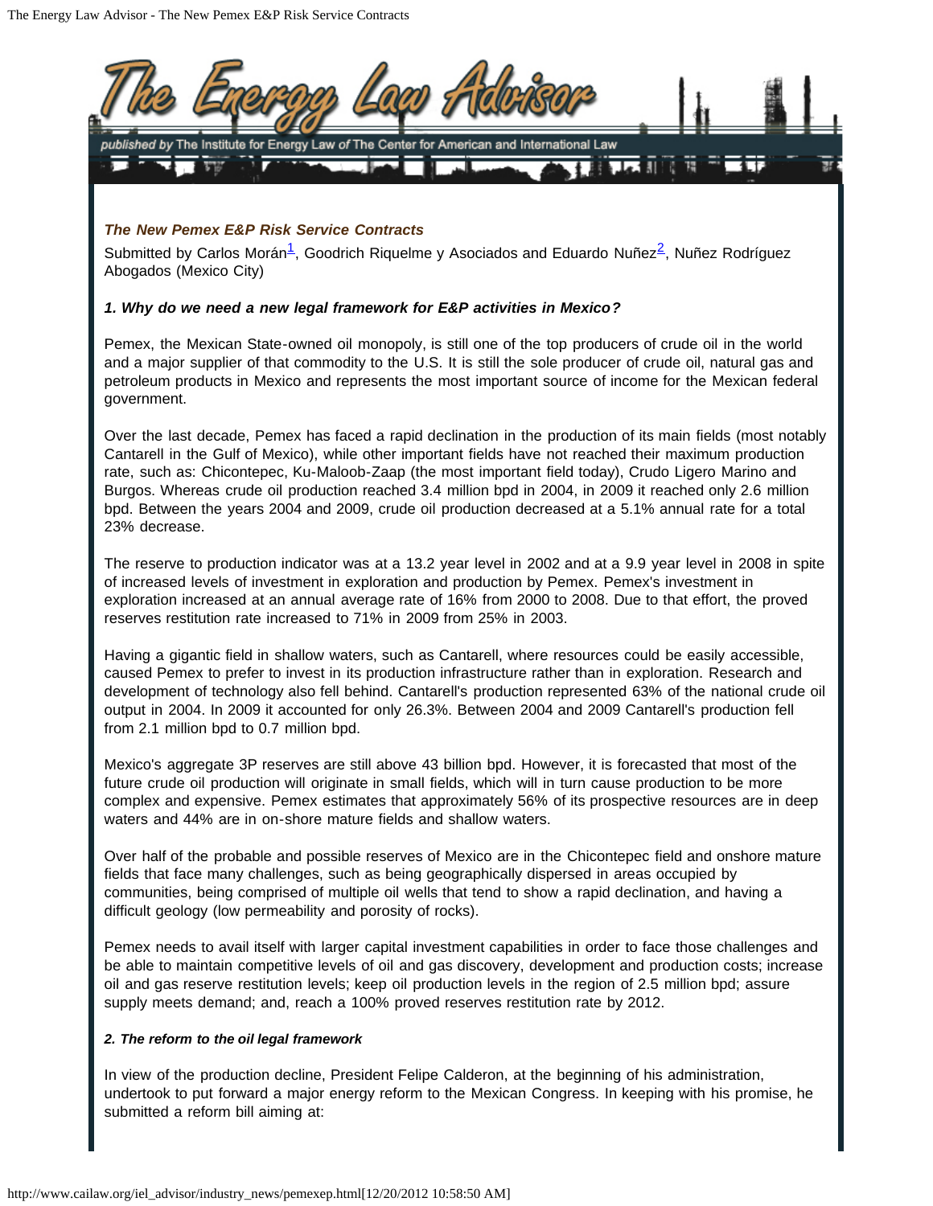### *The New Pemex E&P Risk Service Contracts*

Submitted by Carlos Morán[1], Goodrich Riquelme y Asociados and Eduardo Nuñez[2], Nuñez Rodríguez Abogados (Mexico City)

#### *1. Why do we need a new legal framework for E&P activities in Mexico?*

Pemex, the Mexican State-owned oil monopoly, is still one of the top producers of crude oil in the world and a major supplier of that commodity to the U.S. It is still the sole producer of crude oil, natural gas and petroleum products in Mexico and represents the most important source of income for the Mexican federal government.

Over the last decade, Pemex has faced a rapid declination in the production of its main fields (most notably Cantarell in the Gulf of Mexico), while other important fields have not reached their maximum production rate, such as: Chicontepec, Ku-Maloob-Zaap (the most important field today), Crudo Ligero Marino and Burgos. Whereas crude oil production reached 3.4 million bpd in 2004, in 2009 it reached only 2.6 million bpd. Between the years 2004 and 2009, crude oil production decreased at a 5.1% annual rate for a total 23% decrease.

The reserve to production indicator was at a 13.2 year level in 2002 and at a 9.9 year level in 2008 in spite of increased levels of investment in exploration and production by Pemex. Pemex's investment in exploration increased at an annual average rate of 16% from 2000 to 2008. Due to that effort, the proved reserves restitution rate increased to 71% in 2009 from 25% in 2003.

Having a gigantic field in shallow waters, such as Cantarell, where resources could be easily accessible, caused Pemex to prefer to invest in its production infrastructure rather than in exploration. Research and development of technology also fell behind. Cantarell's production represented 63% of the national crude oil output in 2004. In 2009 it accounted for only 26.3%. Between 2004 and 2009 Cantarell's production fell from 2.1 million bpd to 0.7 million bpd.

Mexico's aggregate 3P reserves are still above 43 billion bpd. However, it is forecasted that most of the future crude oil production will originate in small fields, which will in turn cause production to be more complex and expensive. Pemex estimates that approximately 56% of its prospective resources are in deep waters and 44% are in on-shore mature fields and shallow waters.

Over half of the probable and possible reserves of Mexico are in the Chicontepec field and onshore mature fields that face many challenges, such as being geographically dispersed in areas occupied by communities, being comprised of multiple oil wells that tend to show a rapid declination, and having a difficult geology (low permeability and porosity of rocks).

Pemex needs to avail itself with larger capital investment capabilities in order to face those challenges and be able to maintain competitive levels of oil and gas discovery, development and production costs; increase oil and gas reserve restitution levels; keep oil production levels in the region of 2.5 million bpd; assure supply meets demand; and, reach a 100% proved reserves restitution rate by 2012.

#### *2. The reform to the oil legal framework*

In view of the production decline, President Felipe Calderon, at the beginning of his administration, undertook to put forward a major energy reform to the Mexican Congress. In keeping with his promise, he submitted a reform bill aiming at: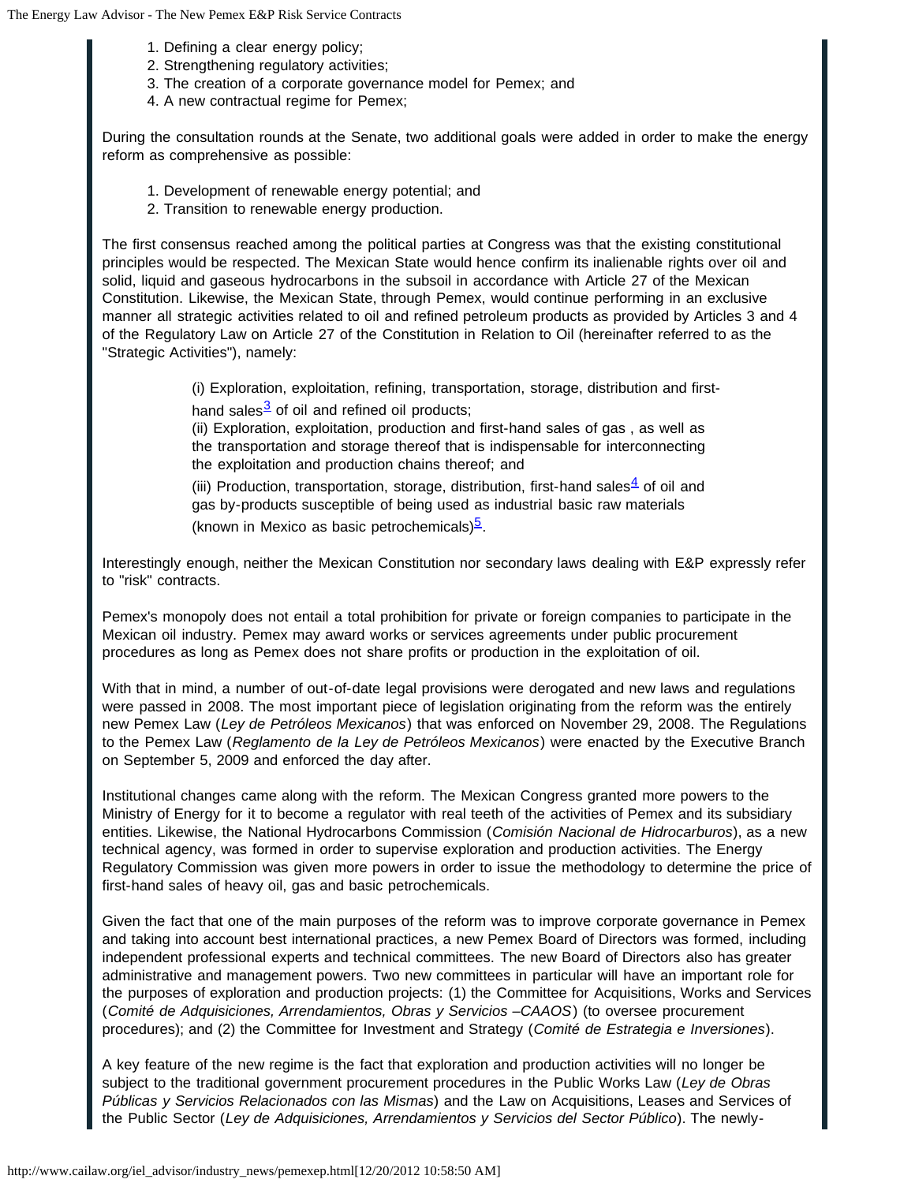1. Defining a clear energy policy;
2. Strengthening regulatory activities;
3. The creation of a corporate governance model for Pemex; and
4. A new contractual regime for Pemex;

During the consultation rounds at the Senate, two additional goals were added in order to make the energy reform as comprehensive as possible:

1. Development of renewable energy potential; and
2. Transition to renewable energy production.

The first consensus reached among the political parties at Congress was that the existing constitutional principles would be respected. The Mexican State would hence confirm its inalienable rights over oil and solid, liquid and gaseous hydrocarbons in the subsoil in accordance with Article 27 of the Mexican Constitution. Likewise, the Mexican State, through Pemex, would continue performing in an exclusive manner all strategic activities related to oil and refined petroleum products as provided by Articles 3 and 4 of the Regulatory Law on Article 27 of the Constitution in Relation to Oil (hereinafter referred to as the "Strategic Activities"), namely:

> (i) Exploration, exploitation, refining, transportation, storage, distribution and first-hand sales[3] of oil and refined oil products;
> (ii) Exploration, exploitation, production and first-hand sales of gas , as well as the transportation and storage thereof that is indispensable for interconnecting the exploitation and production chains thereof; and
> (iii) Production, transportation, storage, distribution, first-hand sales[4] of oil and gas by-products susceptible of being used as industrial basic raw materials (known in Mexico as basic petrochemicals)[5].

Interestingly enough, neither the Mexican Constitution nor secondary laws dealing with E&P expressly refer to "risk" contracts.

Pemex's monopoly does not entail a total prohibition for private or foreign companies to participate in the Mexican oil industry. Pemex may award works or services agreements under public procurement procedures as long as Pemex does not share profits or production in the exploitation of oil.

With that in mind, a number of out-of-date legal provisions were derogated and new laws and regulations were passed in 2008. The most important piece of legislation originating from the reform was the entirely new Pemex Law (*Ley de Petróleos Mexicanos*) that was enforced on November 29, 2008. The Regulations to the Pemex Law (*Reglamento de la Ley de Petróleos Mexicanos*) were enacted by the Executive Branch on September 5, 2009 and enforced the day after.

Institutional changes came along with the reform. The Mexican Congress granted more powers to the Ministry of Energy for it to become a regulator with real teeth of the activities of Pemex and its subsidiary entities. Likewise, the National Hydrocarbons Commission (*Comisión Nacional de Hidrocarburos*), as a new technical agency, was formed in order to supervise exploration and production activities. The Energy Regulatory Commission was given more powers in order to issue the methodology to determine the price of first-hand sales of heavy oil, gas and basic petrochemicals.

Given the fact that one of the main purposes of the reform was to improve corporate governance in Pemex and taking into account best international practices, a new Pemex Board of Directors was formed, including independent professional experts and technical committees. The new Board of Directors also has greater administrative and management powers. Two new committees in particular will have an important role for the purposes of exploration and production projects: (1) the Committee for Acquisitions, Works and Services (*Comité de Adquisiciones, Arrendamientos, Obras y Servicios –CAAOS*) (to oversee procurement procedures); and (2) the Committee for Investment and Strategy (*Comité de Estrategia e Inversiones*).

A key feature of the new regime is the fact that exploration and production activities will no longer be subject to the traditional government procurement procedures in the Public Works Law (*Ley de Obras Públicas y Servicios Relacionados con las Mismas*) and the Law on Acquisitions, Leases and Services of the Public Sector (*Ley de Adquisiciones, Arrendamientos y Servicios del Sector Público*). The newly-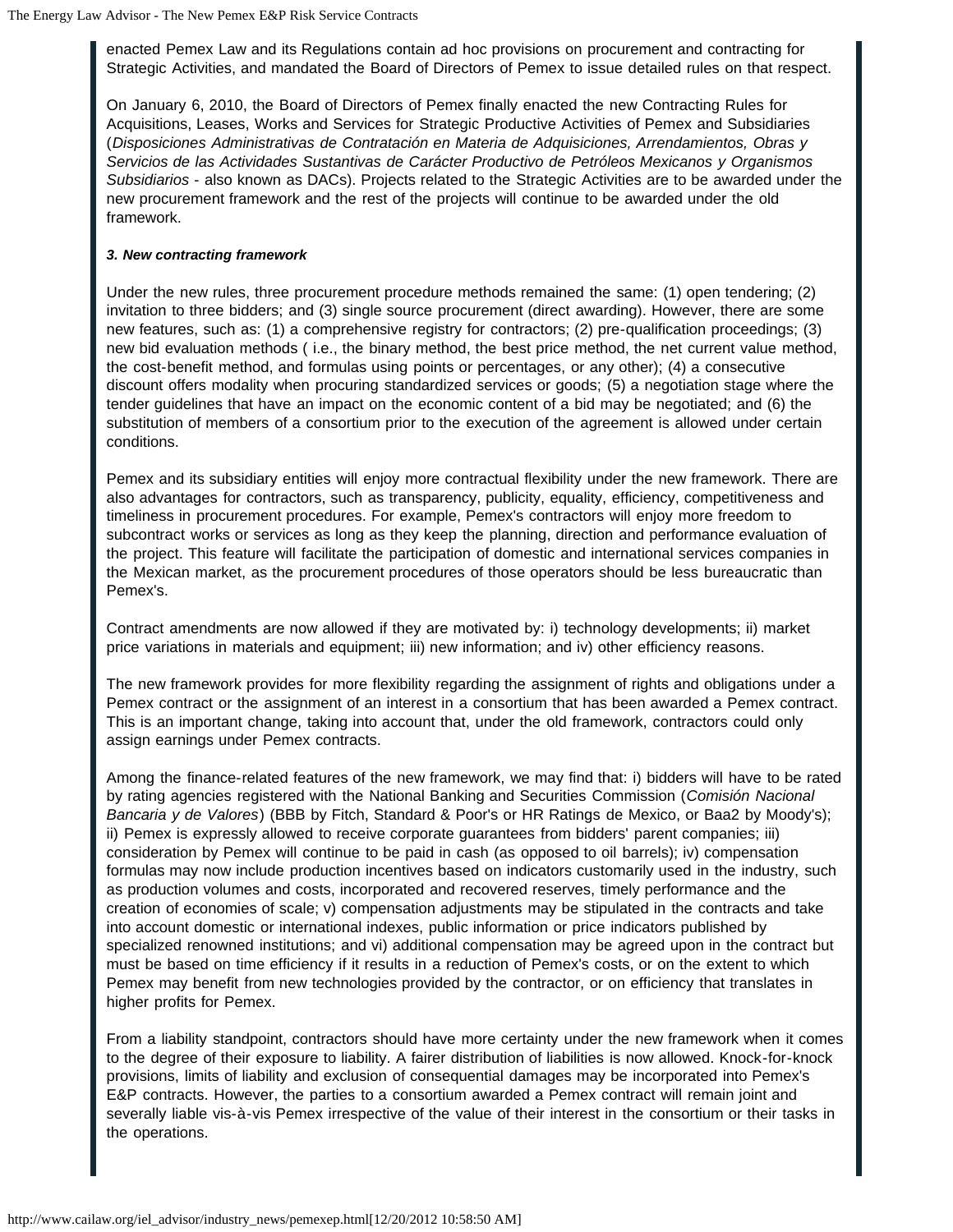enacted Pemex Law and its Regulations contain ad hoc provisions on procurement and contracting for Strategic Activities, and mandated the Board of Directors of Pemex to issue detailed rules on that respect.

On January 6, 2010, the Board of Directors of Pemex finally enacted the new Contracting Rules for Acquisitions, Leases, Works and Services for Strategic Productive Activities of Pemex and Subsidiaries (*Disposiciones Administrativas de Contratación en Materia de Adquisiciones, Arrendamientos, Obras y Servicios de las Actividades Sustantivas de Carácter Productivo de Petróleos Mexicanos y Organismos Subsidiarios* - also known as DACs). Projects related to the Strategic Activities are to be awarded under the new procurement framework and the rest of the projects will continue to be awarded under the old framework.

***3. New contracting framework***

Under the new rules, three procurement procedure methods remained the same: (1) open tendering; (2) invitation to three bidders; and (3) single source procurement (direct awarding). However, there are some new features, such as: (1) a comprehensive registry for contractors; (2) pre-qualification proceedings; (3) new bid evaluation methods ( i.e., the binary method, the best price method, the net current value method, the cost-benefit method, and formulas using points or percentages, or any other); (4) a consecutive discount offers modality when procuring standardized services or goods; (5) a negotiation stage where the tender guidelines that have an impact on the economic content of a bid may be negotiated; and (6) the substitution of members of a consortium prior to the execution of the agreement is allowed under certain conditions.

Pemex and its subsidiary entities will enjoy more contractual flexibility under the new framework. There are also advantages for contractors, such as transparency, publicity, equality, efficiency, competitiveness and timeliness in procurement procedures. For example, Pemex's contractors will enjoy more freedom to subcontract works or services as long as they keep the planning, direction and performance evaluation of the project. This feature will facilitate the participation of domestic and international services companies in the Mexican market, as the procurement procedures of those operators should be less bureaucratic than Pemex's.

Contract amendments are now allowed if they are motivated by: i) technology developments; ii) market price variations in materials and equipment; iii) new information; and iv) other efficiency reasons.

The new framework provides for more flexibility regarding the assignment of rights and obligations under a Pemex contract or the assignment of an interest in a consortium that has been awarded a Pemex contract. This is an important change, taking into account that, under the old framework, contractors could only assign earnings under Pemex contracts.

Among the finance-related features of the new framework, we may find that: i) bidders will have to be rated by rating agencies registered with the National Banking and Securities Commission (*Comisión Nacional Bancaria y de Valores*) (BBB by Fitch, Standard & Poor's or HR Ratings de Mexico, or Baa2 by Moody's); ii) Pemex is expressly allowed to receive corporate guarantees from bidders' parent companies; iii) consideration by Pemex will continue to be paid in cash (as opposed to oil barrels); iv) compensation formulas may now include production incentives based on indicators customarily used in the industry, such as production volumes and costs, incorporated and recovered reserves, timely performance and the creation of economies of scale; v) compensation adjustments may be stipulated in the contracts and take into account domestic or international indexes, public information or price indicators published by specialized renowned institutions; and vi) additional compensation may be agreed upon in the contract but must be based on time efficiency if it results in a reduction of Pemex's costs, or on the extent to which Pemex may benefit from new technologies provided by the contractor, or on efficiency that translates in higher profits for Pemex.

From a liability standpoint, contractors should have more certainty under the new framework when it comes to the degree of their exposure to liability. A fairer distribution of liabilities is now allowed. Knock-for-knock provisions, limits of liability and exclusion of consequential damages may be incorporated into Pemex's E&P contracts. However, the parties to a consortium awarded a Pemex contract will remain joint and severally liable vis-à-vis Pemex irrespective of the value of their interest in the consortium or their tasks in the operations.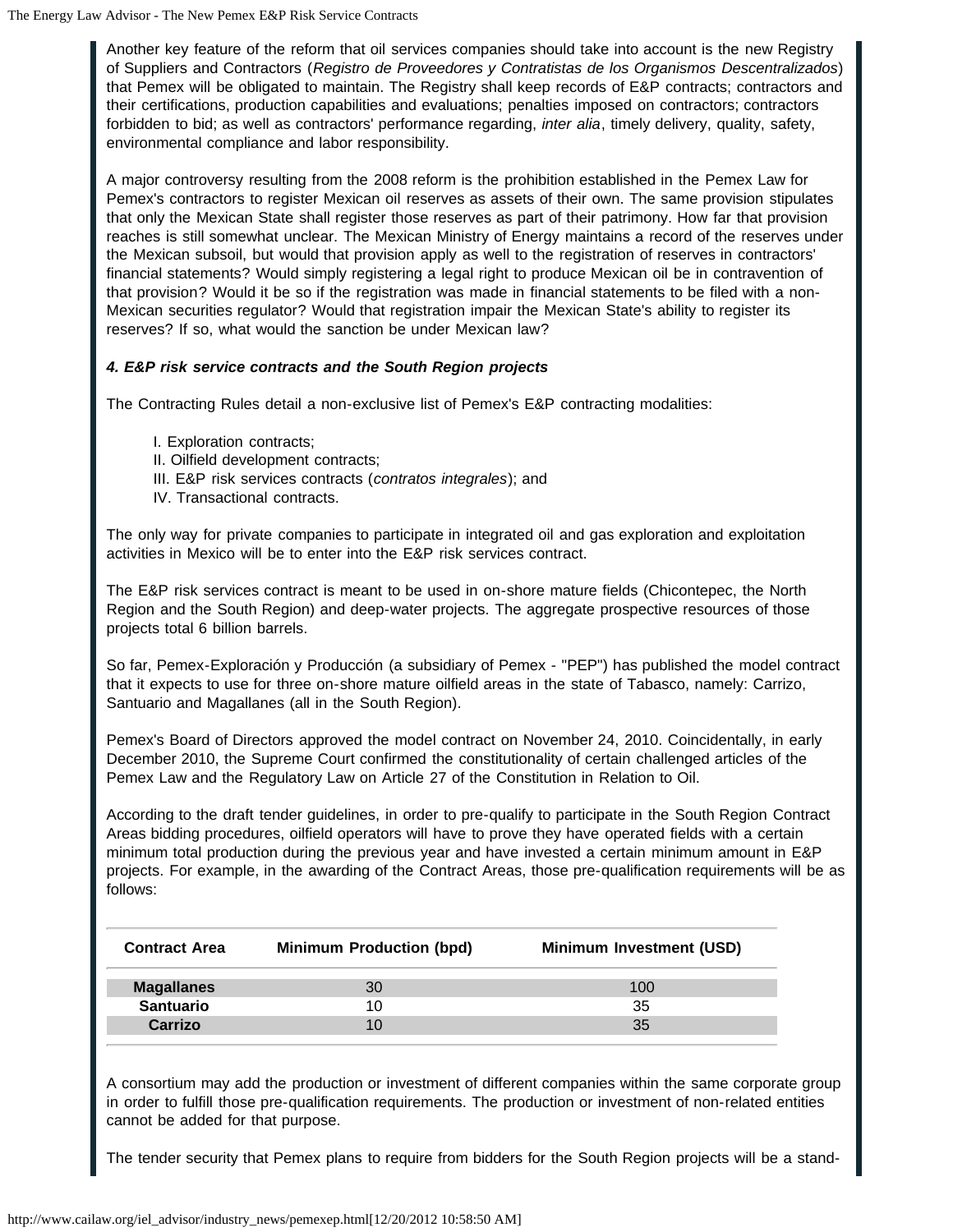Another key feature of the reform that oil services companies should take into account is the new Registry of Suppliers and Contractors (*Registro de Proveedores y Contratistas de los Organismos Descentralizados*) that Pemex will be obligated to maintain. The Registry shall keep records of E&P contracts; contractors and their certifications, production capabilities and evaluations; penalties imposed on contractors; contractors forbidden to bid; as well as contractors' performance regarding, *inter alia*, timely delivery, quality, safety, environmental compliance and labor responsibility.

A major controversy resulting from the 2008 reform is the prohibition established in the Pemex Law for Pemex's contractors to register Mexican oil reserves as assets of their own. The same provision stipulates that only the Mexican State shall register those reserves as part of their patrimony. How far that provision reaches is still somewhat unclear. The Mexican Ministry of Energy maintains a record of the reserves under the Mexican subsoil, but would that provision apply as well to the registration of reserves in contractors' financial statements? Would simply registering a legal right to produce Mexican oil be in contravention of that provision? Would it be so if the registration was made in financial statements to be filed with a non-Mexican securities regulator? Would that registration impair the Mexican State's ability to register its reserves? If so, what would the sanction be under Mexican law?

***4. E&P risk service contracts and the South Region projects***

The Contracting Rules detail a non-exclusive list of Pemex's E&P contracting modalities:

I. Exploration contracts;
II. Oilfield development contracts;
III. E&P risk services contracts (*contratos integrales*); and
IV. Transactional contracts.

The only way for private companies to participate in integrated oil and gas exploration and exploitation activities in Mexico will be to enter into the E&P risk services contract.

The E&P risk services contract is meant to be used in on-shore mature fields (Chicontepec, the North Region and the South Region) and deep-water projects. The aggregate prospective resources of those projects total 6 billion barrels.

So far, Pemex-Exploración y Producción (a subsidiary of Pemex - "PEP") has published the model contract that it expects to use for three on-shore mature oilfield areas in the state of Tabasco, namely: Carrizo, Santuario and Magallanes (all in the South Region).

Pemex's Board of Directors approved the model contract on November 24, 2010. Coincidentally, in early December 2010, the Supreme Court confirmed the constitutionality of certain challenged articles of the Pemex Law and the Regulatory Law on Article 27 of the Constitution in Relation to Oil.

According to the draft tender guidelines, in order to pre-qualify to participate in the South Region Contract Areas bidding procedures, oilfield operators will have to prove they have operated fields with a certain minimum total production during the previous year and have invested a certain minimum amount in E&P projects. For example, in the awarding of the Contract Areas, those pre-qualification requirements will be as follows:

| Contract Area | Minimum Production (bpd) | Minimum Investment (USD) |
|---|---|---|
| **Magallanes** | 30 | 100 |
| **Santuario** | 10 | 35 |
| **Carrizo** | 10 | 35 |

A consortium may add the production or investment of different companies within the same corporate group in order to fulfill those pre-qualification requirements. The production or investment of non-related entities cannot be added for that purpose.

The tender security that Pemex plans to require from bidders for the South Region projects will be a stand-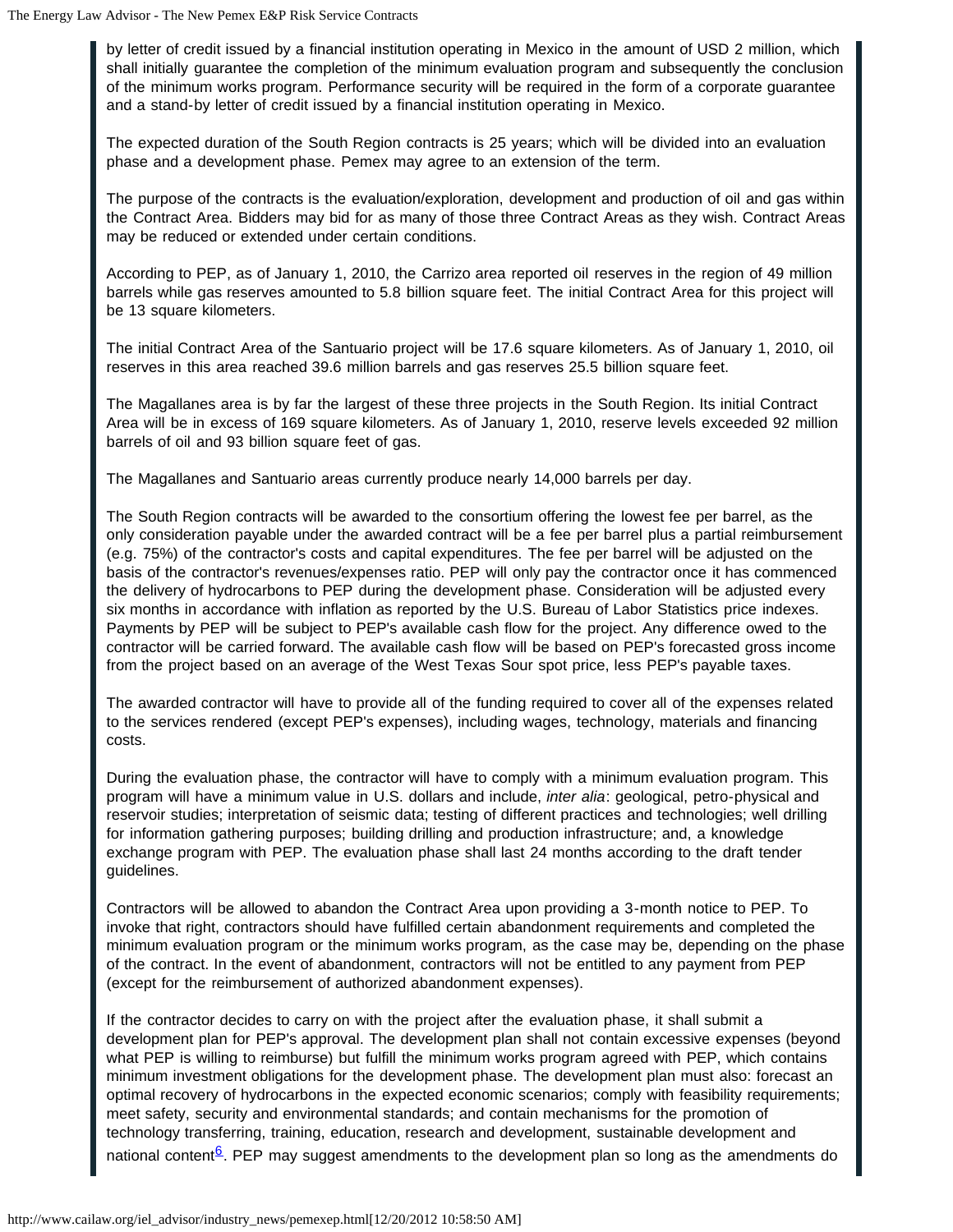by letter of credit issued by a financial institution operating in Mexico in the amount of USD 2 million, which shall initially guarantee the completion of the minimum evaluation program and subsequently the conclusion of the minimum works program. Performance security will be required in the form of a corporate guarantee and a stand-by letter of credit issued by a financial institution operating in Mexico.

The expected duration of the South Region contracts is 25 years; which will be divided into an evaluation phase and a development phase. Pemex may agree to an extension of the term.

The purpose of the contracts is the evaluation/exploration, development and production of oil and gas within the Contract Area. Bidders may bid for as many of those three Contract Areas as they wish. Contract Areas may be reduced or extended under certain conditions.

According to PEP, as of January 1, 2010, the Carrizo area reported oil reserves in the region of 49 million barrels while gas reserves amounted to 5.8 billion square feet. The initial Contract Area for this project will be 13 square kilometers.

The initial Contract Area of the Santuario project will be 17.6 square kilometers. As of January 1, 2010, oil reserves in this area reached 39.6 million barrels and gas reserves 25.5 billion square feet.

The Magallanes area is by far the largest of these three projects in the South Region. Its initial Contract Area will be in excess of 169 square kilometers. As of January 1, 2010, reserve levels exceeded 92 million barrels of oil and 93 billion square feet of gas.

The Magallanes and Santuario areas currently produce nearly 14,000 barrels per day.

The South Region contracts will be awarded to the consortium offering the lowest fee per barrel, as the only consideration payable under the awarded contract will be a fee per barrel plus a partial reimbursement (e.g. 75%) of the contractor's costs and capital expenditures. The fee per barrel will be adjusted on the basis of the contractor's revenues/expenses ratio. PEP will only pay the contractor once it has commenced the delivery of hydrocarbons to PEP during the development phase. Consideration will be adjusted every six months in accordance with inflation as reported by the U.S. Bureau of Labor Statistics price indexes. Payments by PEP will be subject to PEP's available cash flow for the project. Any difference owed to the contractor will be carried forward. The available cash flow will be based on PEP's forecasted gross income from the project based on an average of the West Texas Sour spot price, less PEP's payable taxes.

The awarded contractor will have to provide all of the funding required to cover all of the expenses related to the services rendered (except PEP's expenses), including wages, technology, materials and financing costs.

During the evaluation phase, the contractor will have to comply with a minimum evaluation program. This program will have a minimum value in U.S. dollars and include, *inter alia*: geological, petro-physical and reservoir studies; interpretation of seismic data; testing of different practices and technologies; well drilling for information gathering purposes; building drilling and production infrastructure; and, a knowledge exchange program with PEP. The evaluation phase shall last 24 months according to the draft tender guidelines.

Contractors will be allowed to abandon the Contract Area upon providing a 3-month notice to PEP. To invoke that right, contractors should have fulfilled certain abandonment requirements and completed the minimum evaluation program or the minimum works program, as the case may be, depending on the phase of the contract. In the event of abandonment, contractors will not be entitled to any payment from PEP (except for the reimbursement of authorized abandonment expenses).

If the contractor decides to carry on with the project after the evaluation phase, it shall submit a development plan for PEP's approval. The development plan shall not contain excessive expenses (beyond what PEP is willing to reimburse) but fulfill the minimum works program agreed with PEP, which contains minimum investment obligations for the development phase. The development plan must also: forecast an optimal recovery of hydrocarbons in the expected economic scenarios; comply with feasibility requirements; meet safety, security and environmental standards; and contain mechanisms for the promotion of technology transferring, training, education, research and development, sustainable development and national content[6]. PEP may suggest amendments to the development plan so long as the amendments do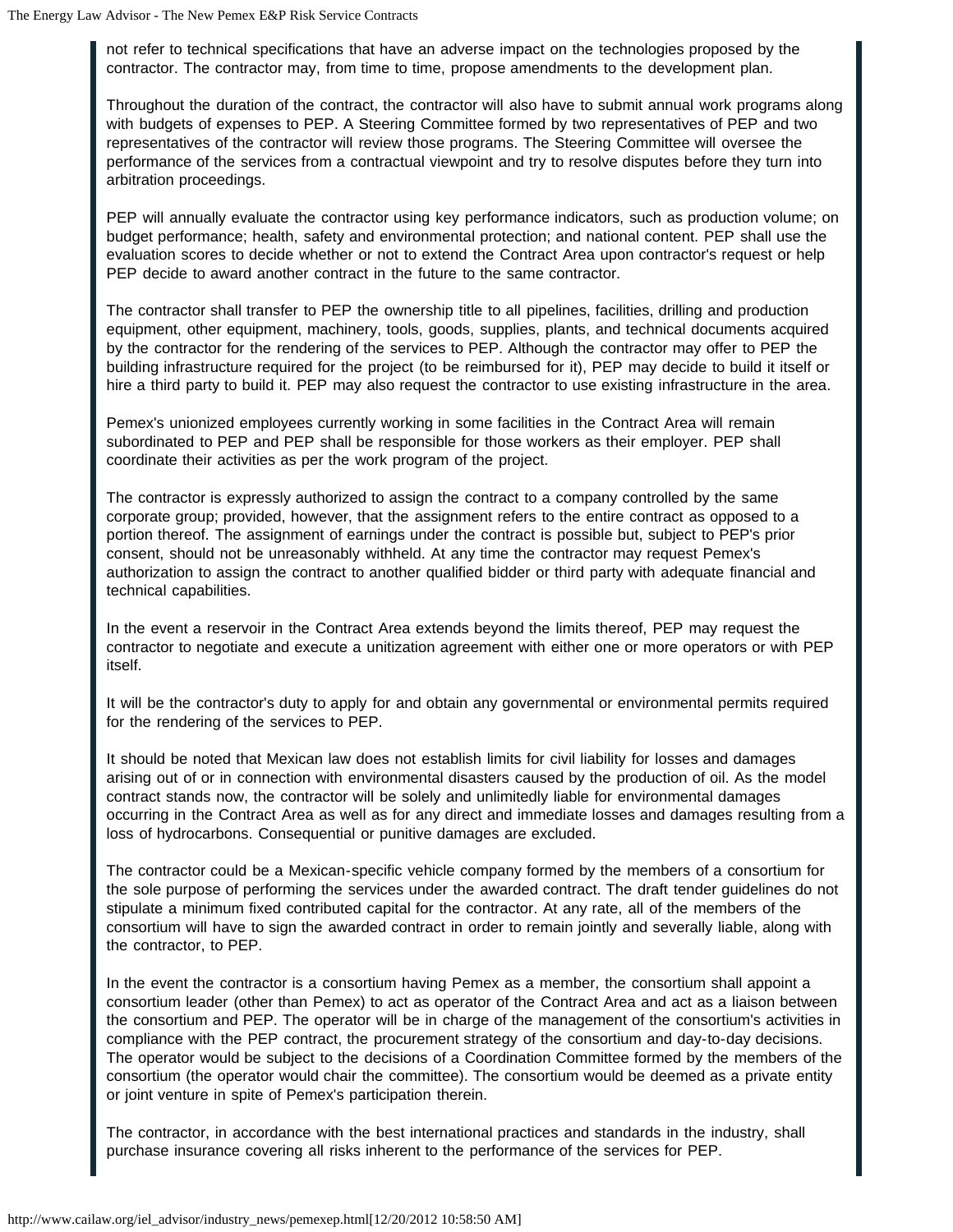not refer to technical specifications that have an adverse impact on the technologies proposed by the contractor. The contractor may, from time to time, propose amendments to the development plan.

Throughout the duration of the contract, the contractor will also have to submit annual work programs along with budgets of expenses to PEP. A Steering Committee formed by two representatives of PEP and two representatives of the contractor will review those programs. The Steering Committee will oversee the performance of the services from a contractual viewpoint and try to resolve disputes before they turn into arbitration proceedings.

PEP will annually evaluate the contractor using key performance indicators, such as production volume; on budget performance; health, safety and environmental protection; and national content. PEP shall use the evaluation scores to decide whether or not to extend the Contract Area upon contractor's request or help PEP decide to award another contract in the future to the same contractor.

The contractor shall transfer to PEP the ownership title to all pipelines, facilities, drilling and production equipment, other equipment, machinery, tools, goods, supplies, plants, and technical documents acquired by the contractor for the rendering of the services to PEP. Although the contractor may offer to PEP the building infrastructure required for the project (to be reimbursed for it), PEP may decide to build it itself or hire a third party to build it. PEP may also request the contractor to use existing infrastructure in the area.

Pemex's unionized employees currently working in some facilities in the Contract Area will remain subordinated to PEP and PEP shall be responsible for those workers as their employer. PEP shall coordinate their activities as per the work program of the project.

The contractor is expressly authorized to assign the contract to a company controlled by the same corporate group; provided, however, that the assignment refers to the entire contract as opposed to a portion thereof. The assignment of earnings under the contract is possible but, subject to PEP's prior consent, should not be unreasonably withheld. At any time the contractor may request Pemex's authorization to assign the contract to another qualified bidder or third party with adequate financial and technical capabilities.

In the event a reservoir in the Contract Area extends beyond the limits thereof, PEP may request the contractor to negotiate and execute a unitization agreement with either one or more operators or with PEP itself.

It will be the contractor's duty to apply for and obtain any governmental or environmental permits required for the rendering of the services to PEP.

It should be noted that Mexican law does not establish limits for civil liability for losses and damages arising out of or in connection with environmental disasters caused by the production of oil. As the model contract stands now, the contractor will be solely and unlimitedly liable for environmental damages occurring in the Contract Area as well as for any direct and immediate losses and damages resulting from a loss of hydrocarbons. Consequential or punitive damages are excluded.

The contractor could be a Mexican-specific vehicle company formed by the members of a consortium for the sole purpose of performing the services under the awarded contract. The draft tender guidelines do not stipulate a minimum fixed contributed capital for the contractor. At any rate, all of the members of the consortium will have to sign the awarded contract in order to remain jointly and severally liable, along with the contractor, to PEP.

In the event the contractor is a consortium having Pemex as a member, the consortium shall appoint a consortium leader (other than Pemex) to act as operator of the Contract Area and act as a liaison between the consortium and PEP. The operator will be in charge of the management of the consortium's activities in compliance with the PEP contract, the procurement strategy of the consortium and day-to-day decisions. The operator would be subject to the decisions of a Coordination Committee formed by the members of the consortium (the operator would chair the committee). The consortium would be deemed as a private entity or joint venture in spite of Pemex's participation therein.

The contractor, in accordance with the best international practices and standards in the industry, shall purchase insurance covering all risks inherent to the performance of the services for PEP.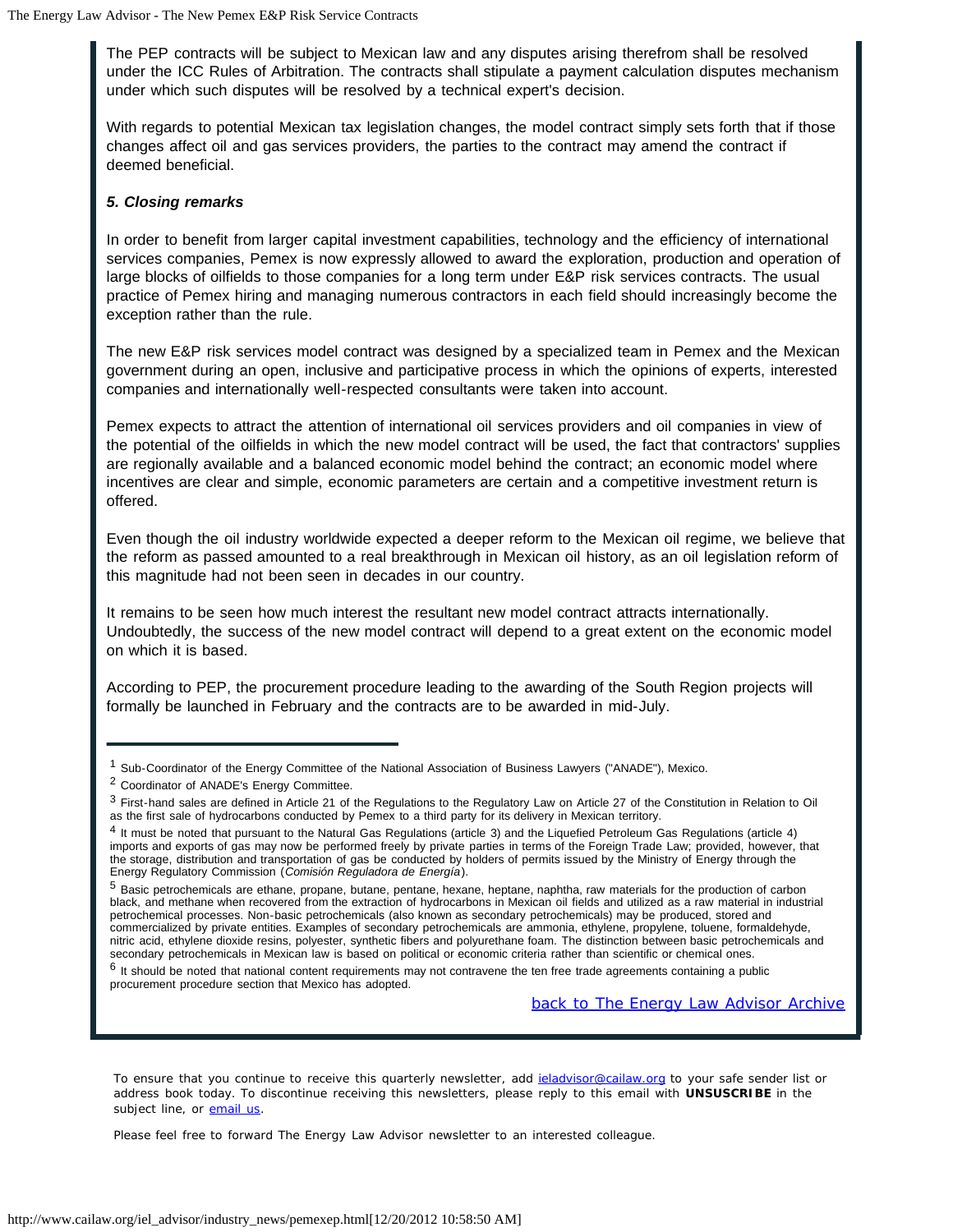The PEP contracts will be subject to Mexican law and any disputes arising therefrom shall be resolved under the ICC Rules of Arbitration. The contracts shall stipulate a payment calculation disputes mechanism under which such disputes will be resolved by a technical expert's decision.

With regards to potential Mexican tax legislation changes, the model contract simply sets forth that if those changes affect oil and gas services providers, the parties to the contract may amend the contract if deemed beneficial.

### *5. Closing remarks*

In order to benefit from larger capital investment capabilities, technology and the efficiency of international services companies, Pemex is now expressly allowed to award the exploration, production and operation of large blocks of oilfields to those companies for a long term under E&P risk services contracts. The usual practice of Pemex hiring and managing numerous contractors in each field should increasingly become the exception rather than the rule.

The new E&P risk services model contract was designed by a specialized team in Pemex and the Mexican government during an open, inclusive and participative process in which the opinions of experts, interested companies and internationally well-respected consultants were taken into account.

Pemex expects to attract the attention of international oil services providers and oil companies in view of the potential of the oilfields in which the new model contract will be used, the fact that contractors' supplies are regionally available and a balanced economic model behind the contract; an economic model where incentives are clear and simple, economic parameters are certain and a competitive investment return is offered.

Even though the oil industry worldwide expected a deeper reform to the Mexican oil regime, we believe that the reform as passed amounted to a real breakthrough in Mexican oil history, as an oil legislation reform of this magnitude had not been seen in decades in our country.

It remains to be seen how much interest the resultant new model contract attracts internationally. Undoubtedly, the success of the new model contract will depend to a great extent on the economic model on which it is based.

According to PEP, the procurement procedure leading to the awarding of the South Region projects will formally be launched in February and the contracts are to be awarded in mid-July.

---

[1] Sub-Coordinator of the Energy Committee of the National Association of Business Lawyers ("ANADE"), Mexico.

[2] Coordinator of ANADE's Energy Committee.

[3] First-hand sales are defined in Article 21 of the Regulations to the Regulatory Law on Article 27 of the Constitution in Relation to Oil as the first sale of hydrocarbons conducted by Pemex to a third party for its delivery in Mexican territory.

[4] It must be noted that pursuant to the Natural Gas Regulations (article 3) and the Liquefied Petroleum Gas Regulations (article 4) imports and exports of gas may now be performed freely by private parties in terms of the Foreign Trade Law; provided, however, that the storage, distribution and transportation of gas be conducted by holders of permits issued by the Ministry of Energy through the Energy Regulatory Commission (*Comisión Reguladora de Energía*).

[5] Basic petrochemicals are ethane, propane, butane, pentane, hexane, heptane, naphtha, raw materials for the production of carbon black, and methane when recovered from the extraction of hydrocarbons in Mexican oil fields and utilized as a raw material in industrial petrochemical processes. Non-basic petrochemicals (also known as secondary petrochemicals) may be produced, stored and commercialized by private entities. Examples of secondary petrochemicals are ammonia, ethylene, propylene, toluene, formaldehyde, nitric acid, ethylene dioxide resins, polyester, synthetic fibers and polyurethane foam. The distinction between basic petrochemicals and secondary petrochemicals in Mexican law is based on political or economic criteria rather than scientific or chemical ones.

[6] It should be noted that national content requirements may not contravene the ten free trade agreements containing a public procurement procedure section that Mexico has adopted.

[back to The Energy Law Advisor Archive]

To ensure that you continue to receive this quarterly newsletter, add ieladvisor@cailaw.org to your safe sender list or address book today. To discontinue receiving this newsletters, please reply to this email with **UNSUSCRIBE** in the subject line, or email us.

Please feel free to forward The Energy Law Advisor newsletter to an interested colleague.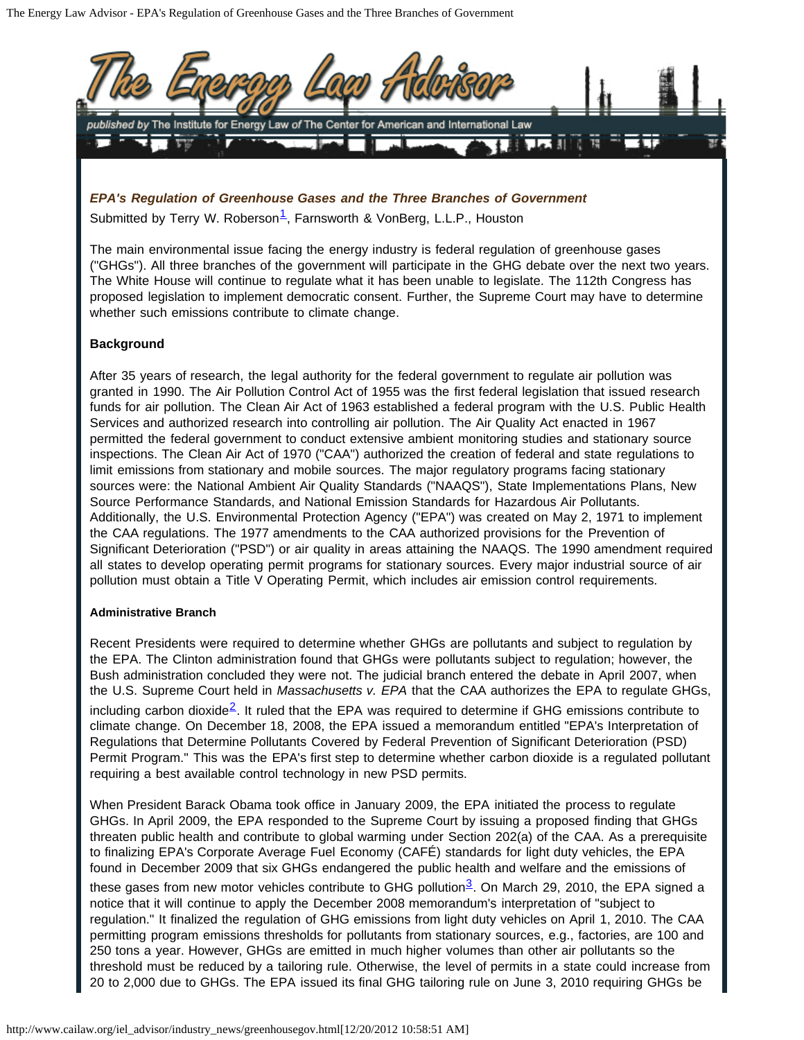## EPA's Regulation of Greenhouse Gases and the Three Branches of Government

Submitted by Terry W. Roberson[1], Farnsworth & VonBerg, L.L.P., Houston

The main environmental issue facing the energy industry is federal regulation of greenhouse gases ("GHGs"). All three branches of the government will participate in the GHG debate over the next two years. The White House will continue to regulate what it has been unable to legislate. The 112th Congress has proposed legislation to implement democratic consent. Further, the Supreme Court may have to determine whether such emissions contribute to climate change.

### Background

After 35 years of research, the legal authority for the federal government to regulate air pollution was granted in 1990. The Air Pollution Control Act of 1955 was the first federal legislation that issued research funds for air pollution. The Clean Air Act of 1963 established a federal program with the U.S. Public Health Services and authorized research into controlling air pollution. The Air Quality Act enacted in 1967 permitted the federal government to conduct extensive ambient monitoring studies and stationary source inspections. The Clean Air Act of 1970 ("CAA") authorized the creation of federal and state regulations to limit emissions from stationary and mobile sources. The major regulatory programs facing stationary sources were: the National Ambient Air Quality Standards ("NAAQS"), State Implementations Plans, New Source Performance Standards, and National Emission Standards for Hazardous Air Pollutants. Additionally, the U.S. Environmental Protection Agency ("EPA") was created on May 2, 1971 to implement the CAA regulations. The 1977 amendments to the CAA authorized provisions for the Prevention of Significant Deterioration ("PSD") or air quality in areas attaining the NAAQS. The 1990 amendment required all states to develop operating permit programs for stationary sources. Every major industrial source of air pollution must obtain a Title V Operating Permit, which includes air emission control requirements.

#### Administrative Branch

Recent Presidents were required to determine whether GHGs are pollutants and subject to regulation by the EPA. The Clinton administration found that GHGs were pollutants subject to regulation; however, the Bush administration concluded they were not. The judicial branch entered the debate in April 2007, when the U.S. Supreme Court held in *Massachusetts v. EPA* that the CAA authorizes the EPA to regulate GHGs, including carbon dioxide[2]. It ruled that the EPA was required to determine if GHG emissions contribute to climate change. On December 18, 2008, the EPA issued a memorandum entitled "EPA's Interpretation of Regulations that Determine Pollutants Covered by Federal Prevention of Significant Deterioration (PSD) Permit Program." This was the EPA's first step to determine whether carbon dioxide is a regulated pollutant requiring a best available control technology in new PSD permits.

When President Barack Obama took office in January 2009, the EPA initiated the process to regulate GHGs. In April 2009, the EPA responded to the Supreme Court by issuing a proposed finding that GHGs threaten public health and contribute to global warming under Section 202(a) of the CAA. As a prerequisite to finalizing EPA's Corporate Average Fuel Economy (CAFÉ) standards for light duty vehicles, the EPA found in December 2009 that six GHGs endangered the public health and welfare and the emissions of these gases from new motor vehicles contribute to GHG pollution[3]. On March 29, 2010, the EPA signed a notice that it will continue to apply the December 2008 memorandum's interpretation of "subject to regulation." It finalized the regulation of GHG emissions from light duty vehicles on April 1, 2010. The CAA permitting program emissions thresholds for pollutants from stationary sources, e.g., factories, are 100 and 250 tons a year. However, GHGs are emitted in much higher volumes than other air pollutants so the threshold must be reduced by a tailoring rule. Otherwise, the level of permits in a state could increase from 20 to 2,000 due to GHGs. The EPA issued its final GHG tailoring rule on June 3, 2010 requiring GHGs be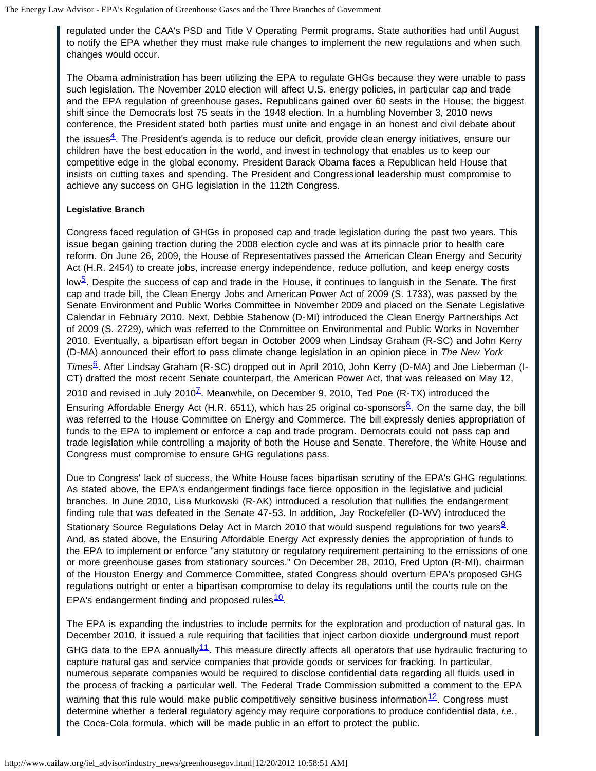regulated under the CAA's PSD and Title V Operating Permit programs. State authorities had until August to notify the EPA whether they must make rule changes to implement the new regulations and when such changes would occur.

The Obama administration has been utilizing the EPA to regulate GHGs because they were unable to pass such legislation. The November 2010 election will affect U.S. energy policies, in particular cap and trade and the EPA regulation of greenhouse gases. Republicans gained over 60 seats in the House; the biggest shift since the Democrats lost 75 seats in the 1948 election. In a humbling November 3, 2010 news conference, the President stated both parties must unite and engage in an honest and civil debate about the issues[4]. The President's agenda is to reduce our deficit, provide clean energy initiatives, ensure our children have the best education in the world, and invest in technology that enables us to keep our competitive edge in the global economy. President Barack Obama faces a Republican held House that insists on cutting taxes and spending. The President and Congressional leadership must compromise to achieve any success on GHG legislation in the 112th Congress.

**Legislative Branch**

Congress faced regulation of GHGs in proposed cap and trade legislation during the past two years. This issue began gaining traction during the 2008 election cycle and was at its pinnacle prior to health care reform. On June 26, 2009, the House of Representatives passed the American Clean Energy and Security Act (H.R. 2454) to create jobs, increase energy independence, reduce pollution, and keep energy costs low[5]. Despite the success of cap and trade in the House, it continues to languish in the Senate. The first cap and trade bill, the Clean Energy Jobs and American Power Act of 2009 (S. 1733), was passed by the Senate Environment and Public Works Committee in November 2009 and placed on the Senate Legislative Calendar in February 2010. Next, Debbie Stabenow (D-MI) introduced the Clean Energy Partnerships Act of 2009 (S. 2729), which was referred to the Committee on Environmental and Public Works in November 2010. Eventually, a bipartisan effort began in October 2009 when Lindsay Graham (R-SC) and John Kerry (D-MA) announced their effort to pass climate change legislation in an opinion piece in *The New York Times*[6]. After Lindsay Graham (R-SC) dropped out in April 2010, John Kerry (D-MA) and Joe Lieberman (I-CT) drafted the most recent Senate counterpart, the American Power Act, that was released on May 12, 2010 and revised in July 2010[7]. Meanwhile, on December 9, 2010, Ted Poe (R-TX) introduced the Ensuring Affordable Energy Act (H.R. 6511), which has 25 original co-sponsors[8]. On the same day, the bill was referred to the House Committee on Energy and Commerce. The bill expressly denies appropriation of funds to the EPA to implement or enforce a cap and trade program. Democrats could not pass cap and trade legislation while controlling a majority of both the House and Senate. Therefore, the White House and Congress must compromise to ensure GHG regulations pass.

Due to Congress' lack of success, the White House faces bipartisan scrutiny of the EPA's GHG regulations. As stated above, the EPA's endangerment findings face fierce opposition in the legislative and judicial branches. In June 2010, Lisa Murkowski (R-AK) introduced a resolution that nullifies the endangerment finding rule that was defeated in the Senate 47-53. In addition, Jay Rockefeller (D-WV) introduced the Stationary Source Regulations Delay Act in March 2010 that would suspend regulations for two years[9]. And, as stated above, the Ensuring Affordable Energy Act expressly denies the appropriation of funds to the EPA to implement or enforce "any statutory or regulatory requirement pertaining to the emissions of one or more greenhouse gases from stationary sources." On December 28, 2010, Fred Upton (R-MI), chairman of the Houston Energy and Commerce Committee, stated Congress should overturn EPA's proposed GHG regulations outright or enter a bipartisan compromise to delay its regulations until the courts rule on the EPA's endangerment finding and proposed rules[10].

The EPA is expanding the industries to include permits for the exploration and production of natural gas. In December 2010, it issued a rule requiring that facilities that inject carbon dioxide underground must report GHG data to the EPA annually[11]. This measure directly affects all operators that use hydraulic fracturing to capture natural gas and service companies that provide goods or services for fracking. In particular, numerous separate companies would be required to disclose confidential data regarding all fluids used in the process of fracking a particular well. The Federal Trade Commission submitted a comment to the EPA warning that this rule would make public competitively sensitive business information[12]. Congress must determine whether a federal regulatory agency may require corporations to produce confidential data, *i.e.*, the Coca-Cola formula, which will be made public in an effort to protect the public.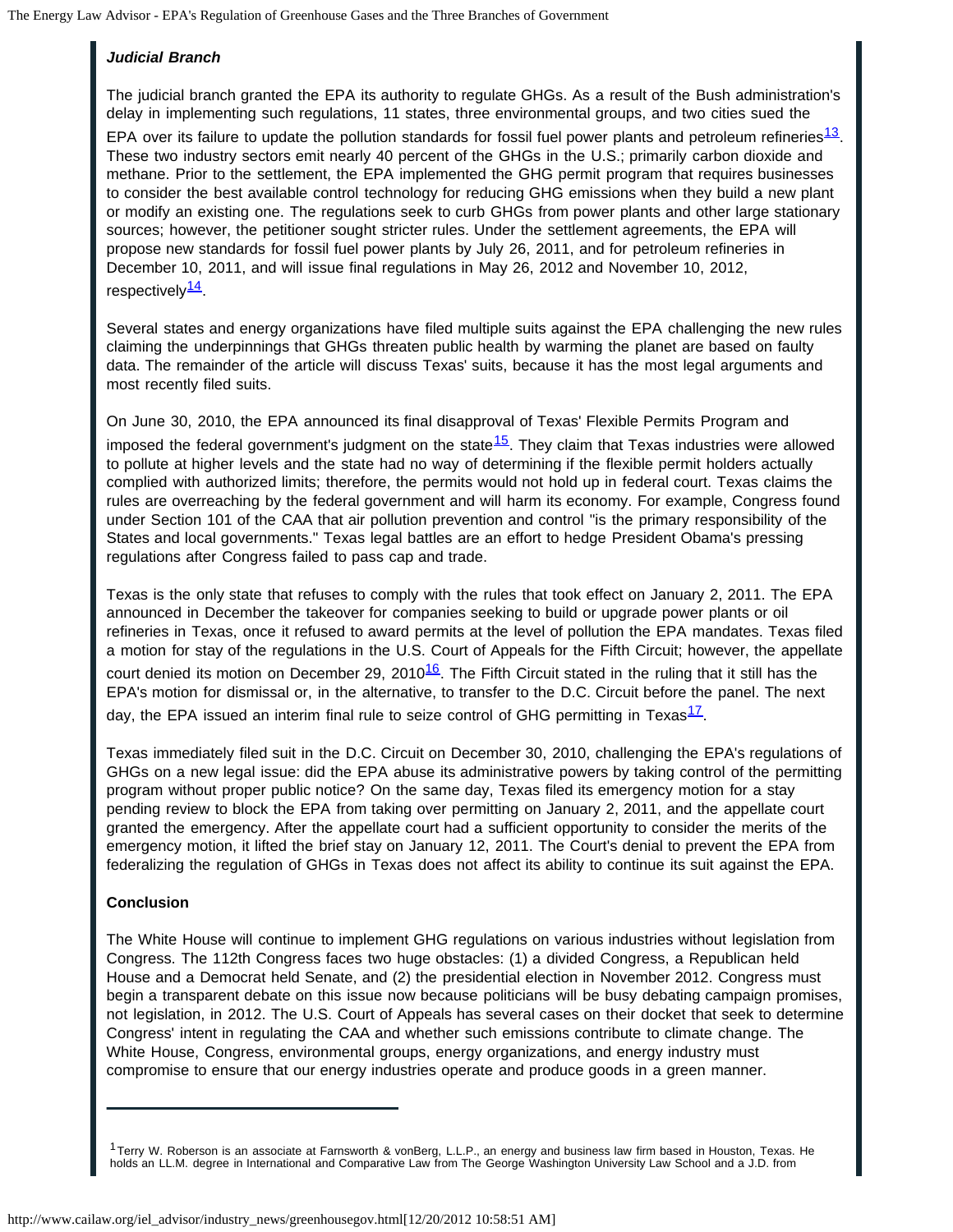### *Judicial Branch*

The judicial branch granted the EPA its authority to regulate GHGs. As a result of the Bush administration's delay in implementing such regulations, 11 states, three environmental groups, and two cities sued the EPA over its failure to update the pollution standards for fossil fuel power plants and petroleum refineries[13]. These two industry sectors emit nearly 40 percent of the GHGs in the U.S.; primarily carbon dioxide and methane. Prior to the settlement, the EPA implemented the GHG permit program that requires businesses to consider the best available control technology for reducing GHG emissions when they build a new plant or modify an existing one. The regulations seek to curb GHGs from power plants and other large stationary sources; however, the petitioner sought stricter rules. Under the settlement agreements, the EPA will propose new standards for fossil fuel power plants by July 26, 2011, and for petroleum refineries in December 10, 2011, and will issue final regulations in May 26, 2012 and November 10, 2012, respectively[14].

Several states and energy organizations have filed multiple suits against the EPA challenging the new rules claiming the underpinnings that GHGs threaten public health by warming the planet are based on faulty data. The remainder of the article will discuss Texas' suits, because it has the most legal arguments and most recently filed suits.

On June 30, 2010, the EPA announced its final disapproval of Texas' Flexible Permits Program and imposed the federal government's judgment on the state[15]. They claim that Texas industries were allowed to pollute at higher levels and the state had no way of determining if the flexible permit holders actually complied with authorized limits; therefore, the permits would not hold up in federal court. Texas claims the rules are overreaching by the federal government and will harm its economy. For example, Congress found under Section 101 of the CAA that air pollution prevention and control "is the primary responsibility of the States and local governments." Texas legal battles are an effort to hedge President Obama's pressing regulations after Congress failed to pass cap and trade.

Texas is the only state that refuses to comply with the rules that took effect on January 2, 2011. The EPA announced in December the takeover for companies seeking to build or upgrade power plants or oil refineries in Texas, once it refused to award permits at the level of pollution the EPA mandates. Texas filed a motion for stay of the regulations in the U.S. Court of Appeals for the Fifth Circuit; however, the appellate court denied its motion on December 29, 2010[16]. The Fifth Circuit stated in the ruling that it still has the EPA's motion for dismissal or, in the alternative, to transfer to the D.C. Circuit before the panel. The next day, the EPA issued an interim final rule to seize control of GHG permitting in Texas[17].

Texas immediately filed suit in the D.C. Circuit on December 30, 2010, challenging the EPA's regulations of GHGs on a new legal issue: did the EPA abuse its administrative powers by taking control of the permitting program without proper public notice? On the same day, Texas filed its emergency motion for a stay pending review to block the EPA from taking over permitting on January 2, 2011, and the appellate court granted the emergency. After the appellate court had a sufficient opportunity to consider the merits of the emergency motion, it lifted the brief stay on January 12, 2011. The Court's denial to prevent the EPA from federalizing the regulation of GHGs in Texas does not affect its ability to continue its suit against the EPA.

### Conclusion

The White House will continue to implement GHG regulations on various industries without legislation from Congress. The 112th Congress faces two huge obstacles: (1) a divided Congress, a Republican held House and a Democrat held Senate, and (2) the presidential election in November 2012. Congress must begin a transparent debate on this issue now because politicians will be busy debating campaign promises, not legislation, in 2012. The U.S. Court of Appeals has several cases on their docket that seek to determine Congress' intent in regulating the CAA and whether such emissions contribute to climate change. The White House, Congress, environmental groups, energy organizations, and energy industry must compromise to ensure that our energy industries operate and produce goods in a green manner.

---

[1] Terry W. Roberson is an associate at Farnsworth & vonBerg, L.L.P., an energy and business law firm based in Houston, Texas. He holds an LL.M. degree in International and Comparative Law from The George Washington University Law School and a J.D. from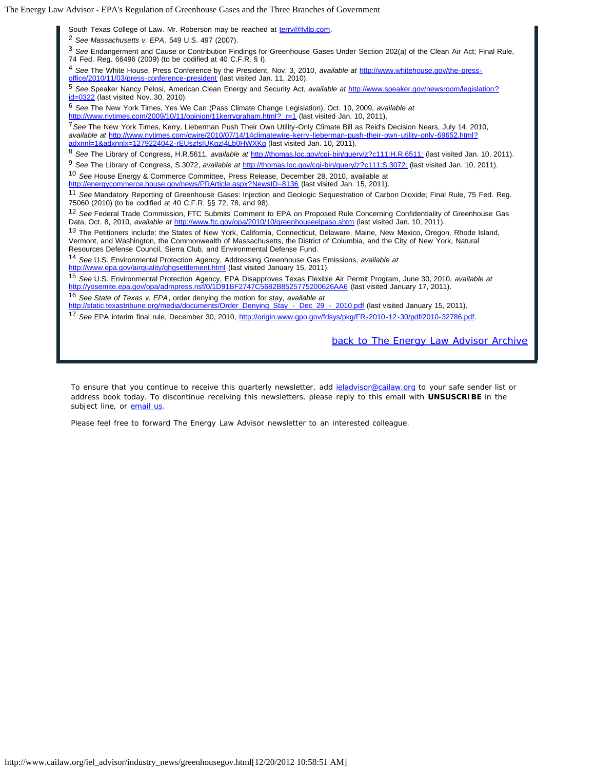South Texas College of Law. Mr. Roberson may be reached at terry@fvllp.com.

[2] *See Massachusetts v. EPA*, 549 U.S. 497 (2007).

[3] *See* Endangerment and Cause or Contribution Findings for Greenhouse Gases Under Section 202(a) of the Clean Air Act; Final Rule, 74 Fed. Reg. 66496 (2009) (to be codified at 40 C.F.R. § I).

[4] *See* The White House, Press Conference by the President, Nov. 3, 2010, *available at* http://www.whitehouse.gov/the-press-office/2010/11/03/press-conference-president (last visited Jan. 11, 2010).

[5] *See* Speaker Nancy Pelosi, American Clean Energy and Security Act, *available at* http://www.speaker.gov/newsroom/legislation?id=0322 (last visited Nov. 30, 2010).

[6] *See* The New York Times, Yes We Can (Pass Climate Change Legislation), Oct. 10, 2009, *available at* http://www.nytimes.com/2009/10/11/opinion/11kerrygraham.html?_r=1 (last visited Jan. 10, 2011).

[7] *See* The New York Times, Kerry, Lieberman Push Their Own Utility-Only Climate Bill as Reid's Decision Nears, July 14, 2010, *available at* http://www.nytimes.com/cwire/2010/07/14/14climatewire-kerry-lieberman-push-their-own-utility-only-69652.html?adxnnl=1&adxnnlx=1279224042-rEUszfsIUKgzI4Lb0HWXKg (last visited Jan. 10, 2011).

[8] *See* The Library of Congress, H.R.5611, *available at* http://thomas.loc.gov/cgi-bin/query/z?c111:H.R.6511: (last visited Jan. 10, 2011).

[9] *See* The Library of Congress, S.3072, *available at* http://thomas.loc.gov/cgi-bin/query/z?c111:S.3072: (last visited Jan. 10, 2011).

[10] *See* House Energy & Commerce Committee, Press Release, December 28, 2010, available at http://energycommerce.house.gov/news/PRArticle.aspx?NewsID=8136 (last visited Jan. 15, 2011).

[11] *See* Mandatory Reporting of Greenhouse Gases: Injection and Geologic Sequestration of Carbon Dioxide; Final Rule, 75 Fed. Reg. 75060 (2010) (to be codified at 40 C.F.R. §§ 72, 78, and 98).

[12] *See* Federal Trade Commission, FTC Submits Comment to EPA on Proposed Rule Concerning Confidentiality of Greenhouse Gas Data, Oct. 8, 2010, *available at* http://www.ftc.gov/opa/2010/10/greenhouseelpaso.shtm (last visited Jan. 10, 2011).

[13] The Petitioners include: the States of New York, California, Connecticut, Delaware, Maine, New Mexico, Oregon, Rhode Island, Vermont, and Washington, the Commonwealth of Massachusetts, the District of Columbia, and the City of New York, Natural Resources Defense Council, Sierra Club, and Environmental Defense Fund.

[14] *See* U.S. Environmental Protection Agency, Addressing Greenhouse Gas Emissions, *available at* http://www.epa.gov/airquality/ghgsettlement.html (last visited January 15, 2011).

[15] *See* U.S. Environmental Protection Agency, EPA Disapproves Texas Flexible Air Permit Program, June 30, 2010, *available at* http://yosemite.epa.gov/opa/admpress.nsf/0/1D91BF2747C5682B8525775200626AA6 (last visited January 17, 2011).

[16] *See State of Texas v. EPA*, order denying the motion for stay, *available at* http://static.texastribune.org/media/documents/Order_Denying_Stay_-_Dec_29_-_2010.pdf (last visited January 15, 2011).

[17] *See* EPA interim final rule, December 30, 2010, http://origin.www.gpo.gov/fdsys/pkg/FR-2010-12-30/pdf/2010-32786.pdf.

back to The Energy Law Advisor Archive

To ensure that you continue to receive this quarterly newsletter, add ieladvisor@cailaw.org to your safe sender list or address book today. To discontinue receiving this newsletters, please reply to this email with **UNSUSCRIBE** in the subject line, or email us.

Please feel free to forward The Energy Law Advisor newsletter to an interested colleague.